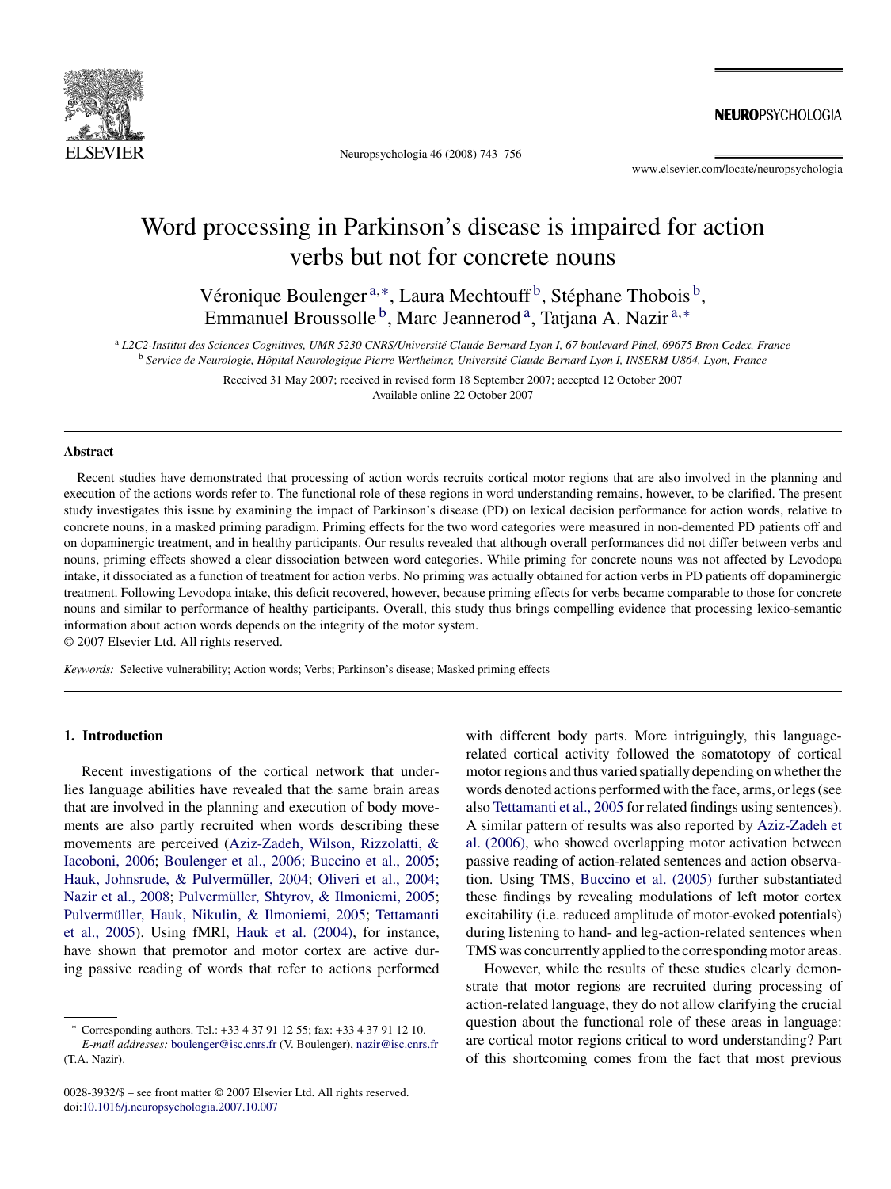# Word processing in Parkinson's disease is impaired for action verbs but not for concrete nouns

Véronique Boulenger [a,*], Laura Mechtouff [b], Stéphane Thobois [b], Emmanuel Broussolle [b], Marc Jeannerod [a], Tatjana A. Nazir [a,*]

[a] *L2C2-Institut des Sciences Cognitives, UMR 5230 CNRS/Université Claude Bernard Lyon I, 67 boulevard Pinel, 69675 Bron Cedex, France*

[b] *Service de Neurologie, Hôpital Neurologique Pierre Wertheimer, Université Claude Bernard Lyon I, INSERM U864, Lyon, France*

Received 31 May 2007; received in revised form 18 September 2007; accepted 12 October 2007
Available online 22 October 2007

## Abstract

Recent studies have demonstrated that processing of action words recruits cortical motor regions that are also involved in the planning and execution of the actions words refer to. The functional role of these regions in word understanding remains, however, to be clarified. The present study investigates this issue by examining the impact of Parkinson's disease (PD) on lexical decision performance for action words, relative to concrete nouns, in a masked priming paradigm. Priming effects for the two word categories were measured in non-demented PD patients off and on dopaminergic treatment, and in healthy participants. Our results revealed that although overall performances did not differ between verbs and nouns, priming effects showed a clear dissociation between word categories. While priming for concrete nouns was not affected by Levodopa intake, it dissociated as a function of treatment for action verbs. No priming was actually obtained for action verbs in PD patients off dopaminergic treatment. Following Levodopa intake, this deficit recovered, however, because priming effects for verbs became comparable to those for concrete nouns and similar to performance of healthy participants. Overall, this study thus brings compelling evidence that processing lexico-semantic information about action words depends on the integrity of the motor system.

© 2007 Elsevier Ltd. All rights reserved.

*Keywords:* Selective vulnerability; Action words; Verbs; Parkinson's disease; Masked priming effects

## 1. Introduction

Recent investigations of the cortical network that underlies language abilities have revealed that the same brain areas that are involved in the planning and execution of body movements are also partly recruited when words describing these movements are perceived (Aziz-Zadeh, Wilson, Rizzolatti, & Iacoboni, 2006; Boulenger et al., 2006; Buccino et al., 2005; Hauk, Johnsrude, & Pulvermüller, 2004; Oliveri et al., 2004; Nazir et al., 2008; Pulvermüller, Shtyrov, & Ilmoniemi, 2005; Pulvermüller, Hauk, Nikulin, & Ilmoniemi, 2005; Tettamanti et al., 2005). Using fMRI, Hauk et al. (2004), for instance, have shown that premotor and motor cortex are active during passive reading of words that refer to actions performed with different body parts. More intriguingly, this language-related cortical activity followed the somatotopy of cortical motor regions and thus varied spatially depending on whether the words denoted actions performed with the face, arms, or legs (see also Tettamanti et al., 2005 for related findings using sentences). A similar pattern of results was also reported by Aziz-Zadeh et al. (2006), who showed overlapping motor activation between passive reading of action-related sentences and action observation. Using TMS, Buccino et al. (2005) further substantiated these findings by revealing modulations of left motor cortex excitability (i.e. reduced amplitude of motor-evoked potentials) during listening to hand- and leg-action-related sentences when TMS was concurrently applied to the corresponding motor areas.

However, while the results of these studies clearly demonstrate that motor regions are recruited during processing of action-related language, they do not allow clarifying the crucial question about the functional role of these areas in language: are cortical motor regions critical to word understanding? Part of this shortcoming comes from the fact that most previous

* Corresponding authors. Tel.: +33 4 37 91 12 55; fax: +33 4 37 91 12 10.
*E-mail addresses:* boulenger@isc.cnrs.fr (V. Boulenger), nazir@isc.cnrs.fr (T.A. Nazir).

0028-3932/$ – see front matter © 2007 Elsevier Ltd. All rights reserved.
doi:10.1016/j.neuropsychologia.2007.10.007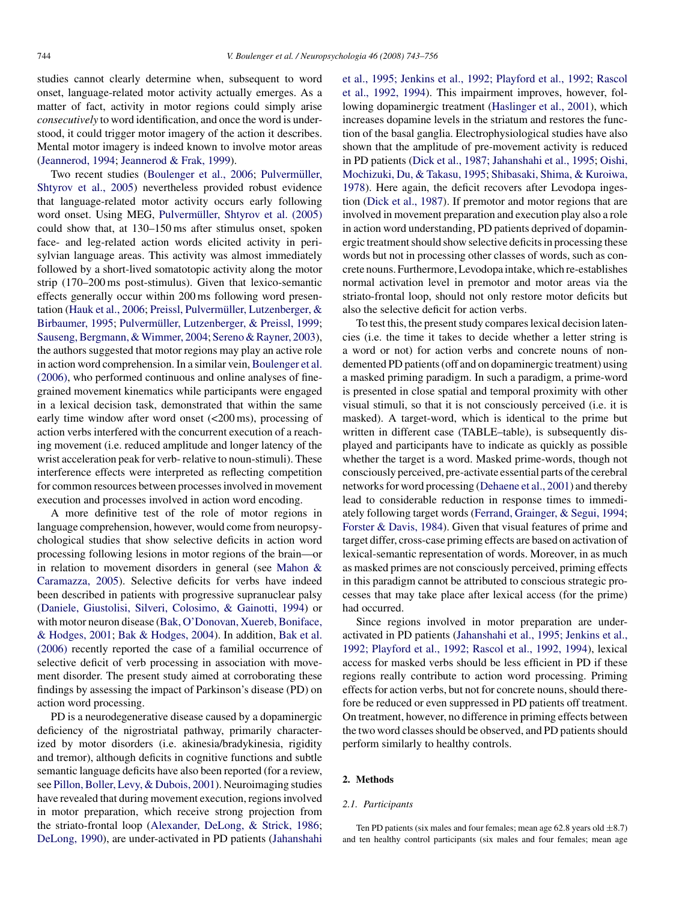studies cannot clearly determine when, subsequent to word onset, language-related motor activity actually emerges. As a matter of fact, activity in motor regions could simply arise *consecutively* to word identification, and once the word is understood, it could trigger motor imagery of the action it describes. Mental motor imagery is indeed known to involve motor areas (Jeannerod, 1994; Jeannerod & Frak, 1999).

Two recent studies (Boulenger et al., 2006; Pulvermüller, Shtyrov et al., 2005) nevertheless provided robust evidence that language-related motor activity occurs early following word onset. Using MEG, Pulvermüller, Shtyrov et al. (2005) could show that, at 130–150 ms after stimulus onset, spoken face- and leg-related action words elicited activity in perisylvian language areas. This activity was almost immediately followed by a short-lived somatotopic activity along the motor strip (170–200 ms post-stimulus). Given that lexico-semantic effects generally occur within 200 ms following word presentation (Hauk et al., 2006; Preissl, Pulvermüller, Lutzenberger, & Birbaumer, 1995; Pulvermüller, Lutzenberger, & Preissl, 1999; Sauseng, Bergmann, & Wimmer, 2004; Sereno & Rayner, 2003), the authors suggested that motor regions may play an active role in action word comprehension. In a similar vein, Boulenger et al. (2006), who performed continuous and online analyses of fine-grained movement kinematics while participants were engaged in a lexical decision task, demonstrated that within the same early time window after word onset (<200 ms), processing of action verbs interfered with the concurrent execution of a reaching movement (i.e. reduced amplitude and longer latency of the wrist acceleration peak for verb- relative to noun-stimuli). These interference effects were interpreted as reflecting competition for common resources between processes involved in movement execution and processes involved in action word encoding.

A more definitive test of the role of motor regions in language comprehension, however, would come from neuropsychological studies that show selective deficits in action word processing following lesions in motor regions of the brain—or in relation to movement disorders in general (see Mahon & Caramazza, 2005). Selective deficits for verbs have indeed been described in patients with progressive supranuclear palsy (Daniele, Giustolisi, Silveri, Colosimo, & Gainotti, 1994) or with motor neuron disease (Bak, O'Donovan, Xuereb, Boniface, & Hodges, 2001; Bak & Hodges, 2004). In addition, Bak et al. (2006) recently reported the case of a familial occurrence of selective deficit of verb processing in association with movement disorder. The present study aimed at corroborating these findings by assessing the impact of Parkinson's disease (PD) on action word processing.

PD is a neurodegenerative disease caused by a dopaminergic deficiency of the nigrostriatal pathway, primarily characterized by motor disorders (i.e. akinesia/bradykinesia, rigidity and tremor), although deficits in cognitive functions and subtle semantic language deficits have also been reported (for a review, see Pillon, Boller, Levy, & Dubois, 2001). Neuroimaging studies have revealed that during movement execution, regions involved in motor preparation, which receive strong projection from the striato-frontal loop (Alexander, DeLong, & Strick, 1986; DeLong, 1990), are under-activated in PD patients (Jahanshahi et al., 1995; Jenkins et al., 1992; Playford et al., 1992; Rascol et al., 1992, 1994). This impairment improves, however, following dopaminergic treatment (Haslinger et al., 2001), which increases dopamine levels in the striatum and restores the function of the basal ganglia. Electrophysiological studies have also shown that the amplitude of pre-movement activity is reduced in PD patients (Dick et al., 1987; Jahanshahi et al., 1995; Oishi, Mochizuki, Du, & Takasu, 1995; Shibasaki, Shima, & Kuroiwa, 1978). Here again, the deficit recovers after Levodopa ingestion (Dick et al., 1987). If premotor and motor regions that are involved in movement preparation and execution play also a role in action word understanding, PD patients deprived of dopaminergic treatment should show selective deficits in processing these words but not in processing other classes of words, such as concrete nouns. Furthermore, Levodopa intake, which re-establishes normal activation level in premotor and motor areas via the striato-frontal loop, should not only restore motor deficits but also the selective deficit for action verbs.

To test this, the present study compares lexical decision latencies (i.e. the time it takes to decide whether a letter string is a word or not) for action verbs and concrete nouns of non-demented PD patients (off and on dopaminergic treatment) using a masked priming paradigm. In such a paradigm, a prime-word is presented in close spatial and temporal proximity with other visual stimuli, so that it is not consciously perceived (i.e. it is masked). A target-word, which is identical to the prime but written in different case (TABLE–table), is subsequently displayed and participants have to indicate as quickly as possible whether the target is a word. Masked prime-words, though not consciously perceived, pre-activate essential parts of the cerebral networks for word processing (Dehaene et al., 2001) and thereby lead to considerable reduction in response times to immediately following target words (Ferrand, Grainger, & Segui, 1994; Forster & Davis, 1984). Given that visual features of prime and target differ, cross-case priming effects are based on activation of lexical-semantic representation of words. Moreover, in as much as masked primes are not consciously perceived, priming effects in this paradigm cannot be attributed to conscious strategic processes that may take place after lexical access (for the prime) had occurred.

Since regions involved in motor preparation are under-activated in PD patients (Jahanshahi et al., 1995; Jenkins et al., 1992; Playford et al., 1992; Rascol et al., 1992, 1994), lexical access for masked verbs should be less efficient in PD if these regions really contribute to action word processing. Priming effects for action verbs, but not for concrete nouns, should therefore be reduced or even suppressed in PD patients off treatment. On treatment, however, no difference in priming effects between the two word classes should be observed, and PD patients should perform similarly to healthy controls.

## 2. Methods

### 2.1. Participants

Ten PD patients (six males and four females; mean age 62.8 years old ±8.7) and ten healthy control participants (six males and four females; mean age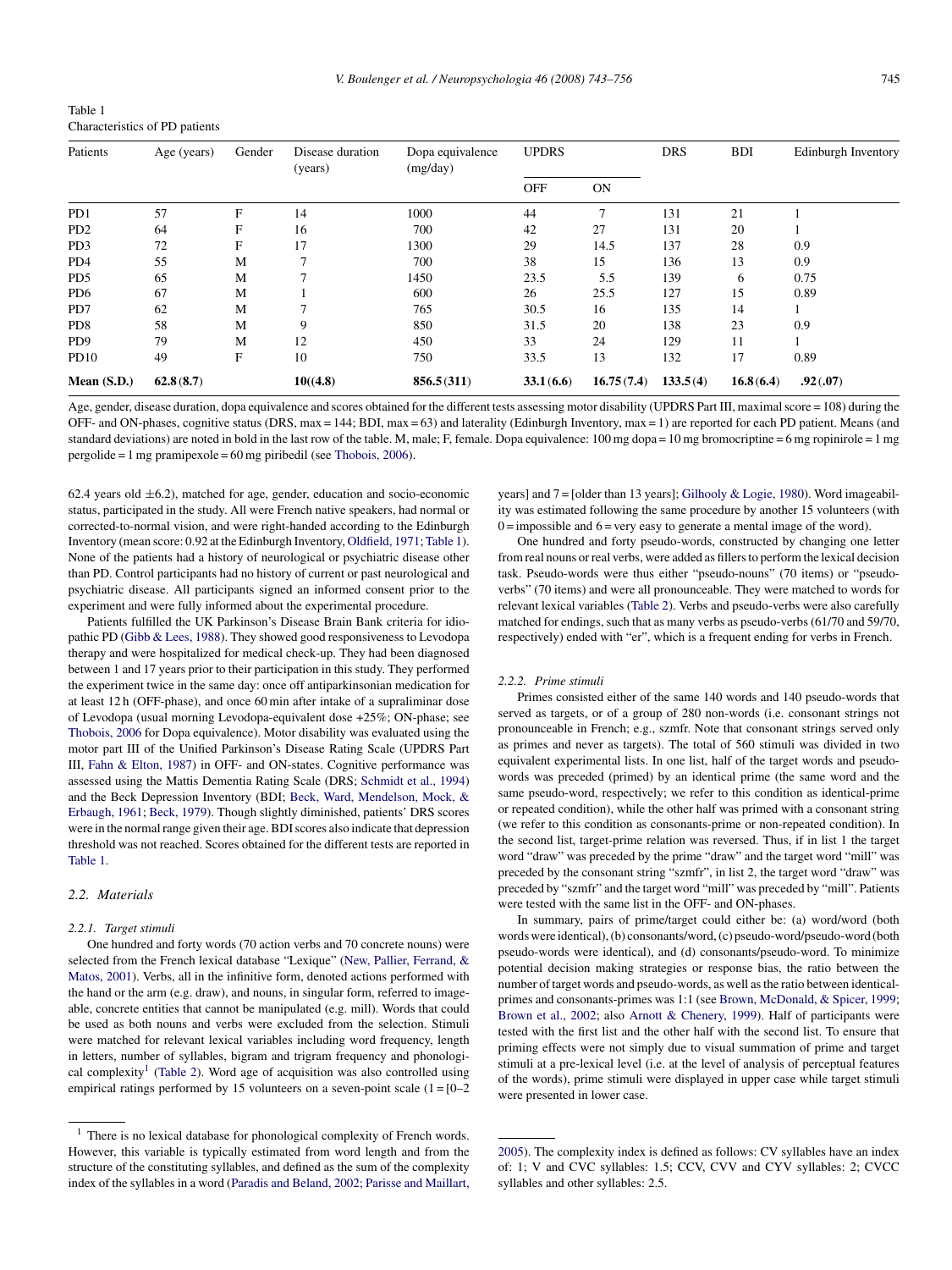Table 1
Characteristics of PD patients

| Patients | Age (years) | Gender | Disease duration (years) | Dopa equivalence (mg/day) | UPDRS | | DRS | BDI | Edinburgh Inventory |
|---|---|---|---|---|---|---|---|---|---|
| | | | | | OFF | ON | | | |
| PD1 | 57 | F | 14 | 1000 | 44 | 7 | 131 | 21 | 1 |
| PD2 | 64 | F | 16 | 700 | 42 | 27 | 131 | 20 | 1 |
| PD3 | 72 | F | 17 | 1300 | 29 | 14.5 | 137 | 28 | 0.9 |
| PD4 | 55 | M | 7 | 700 | 38 | 15 | 136 | 13 | 0.9 |
| PD5 | 65 | M | 7 | 1450 | 23.5 | 5.5 | 139 | 6 | 0.75 |
| PD6 | 67 | M | 1 | 600 | 26 | 25.5 | 127 | 15 | 0.89 |
| PD7 | 62 | M | 7 | 765 | 30.5 | 16 | 135 | 14 | 1 |
| PD8 | 58 | M | 9 | 850 | 31.5 | 20 | 138 | 23 | 0.9 |
| PD9 | 79 | M | 12 | 450 | 33 | 24 | 129 | 11 | 1 |
| PD10 | 49 | F | 10 | 750 | 33.5 | 13 | 132 | 17 | 0.89 |
| **Mean (S.D.)** | **62.8 (8.7)** | | **10((4.8)** | **856.5 (311)** | **33.1 (6.6)** | **16.75 (7.4)** | **133.5 (4)** | **16.8 (6.4)** | **.92 (.07)** |

Age, gender, disease duration, dopa equivalence and scores obtained for the different tests assessing motor disability (UPDRS Part III, maximal score = 108) during the OFF- and ON-phases, cognitive status (DRS, max = 144; BDI, max = 63) and laterality (Edinburgh Inventory, max = 1) are reported for each PD patient. Means (and standard deviations) are noted in bold in the last row of the table. M, male; F, female. Dopa equivalence: 100 mg dopa = 10 mg bromocriptine = 6 mg ropinirole = 1 mg pergolide = 1 mg pramipexole = 60 mg piribedil (see Thobois, 2006).

62.4 years old ±6.2), matched for age, gender, education and socio-economic status, participated in the study. All were French native speakers, had normal or corrected-to-normal vision, and were right-handed according to the Edinburgh Inventory (mean score: 0.92 at the Edinburgh Inventory, Oldfield, 1971; Table 1). None of the patients had a history of neurological or psychiatric disease other than PD. Control participants had no history of current or past neurological and psychiatric disease. All participants signed an informed consent prior to the experiment and were fully informed about the experimental procedure.

Patients fulfilled the UK Parkinson's Disease Brain Bank criteria for idiopathic PD (Gibb & Lees, 1988). They showed good responsiveness to Levodopa therapy and were hospitalized for medical check-up. They had been diagnosed between 1 and 17 years prior to their participation in this study. They performed the experiment twice in the same day: once off antiparkinsonian medication for at least 12 h (OFF-phase), and once 60 min after intake of a supraliminar dose of Levodopa (usual morning Levodopa-equivalent dose +25%; ON-phase; see Thobois, 2006 for Dopa equivalence). Motor disability was evaluated using the motor part III of the Unified Parkinson's Disease Rating Scale (UPDRS Part III, Fahn & Elton, 1987) in OFF- and ON-states. Cognitive performance was assessed using the Mattis Dementia Rating Scale (DRS; Schmidt et al., 1994) and the Beck Depression Inventory (BDI; Beck, Ward, Mendelson, Mock, & Erbaugh, 1961; Beck, 1979). Though slightly diminished, patients' DRS scores were in the normal range given their age. BDI scores also indicate that depression threshold was not reached. Scores obtained for the different tests are reported in Table 1.

## 2.2. Materials

### 2.2.1. Target stimuli

One hundred and forty words (70 action verbs and 70 concrete nouns) were selected from the French lexical database "Lexique" (New, Pallier, Ferrand, & Matos, 2001). Verbs, all in the infinitive form, denoted actions performed with the hand or the arm (e.g. draw), and nouns, in singular form, referred to imageable, concrete entities that cannot be manipulated (e.g. mill). Words that could be used as both nouns and verbs were excluded from the selection. Stimuli were matched for relevant lexical variables including word frequency, length in letters, number of syllables, bigram and trigram frequency and phonological complexity[1] (Table 2). Word age of acquisition was also controlled using empirical ratings performed by 15 volunteers on a seven-point scale (1 = [0–2 years] and 7 = [older than 13 years]; Gilhooly & Logie, 1980). Word imageability was estimated following the same procedure by another 15 volunteers (with 0 = impossible and 6 = very easy to generate a mental image of the word).

One hundred and forty pseudo-words, constructed by changing one letter from real nouns or real verbs, were added as fillers to perform the lexical decision task. Pseudo-words were thus either "pseudo-nouns" (70 items) or "pseudo-verbs" (70 items) and were all pronounceable. They were matched to words for relevant lexical variables (Table 2). Verbs and pseudo-verbs were also carefully matched for endings, such that as many verbs as pseudo-verbs (61/70 and 59/70, respectively) ended with "er", which is a frequent ending for verbs in French.

### 2.2.2. Prime stimuli

Primes consisted either of the same 140 words and 140 pseudo-words that served as targets, or of a group of 280 non-words (i.e. consonant strings not pronounceable in French; e.g., szmfr. Note that consonant strings served only as primes and never as targets). The total of 560 stimuli was divided in two equivalent experimental lists. In one list, half of the target words and pseudo-words was preceded (primed) by an identical prime (the same word and the same pseudo-word, respectively; we refer to this condition as identical-prime or repeated condition), while the other half was primed with a consonant string (we refer to this condition as consonants-prime or non-repeated condition). In the second list, target-prime relation was reversed. Thus, if in list 1 the target word "draw" was preceded by the prime "draw" and the target word "mill" was preceded by the consonant string "szmfr", in list 2, the target word "draw" was preceded by "szmfr" and the target word "mill" was preceded by "mill". Patients were tested with the same list in the OFF- and ON-phases.

In summary, pairs of prime/target could either be: (a) word/word (both words were identical), (b) consonants/word, (c) pseudo-word/pseudo-word (both pseudo-words were identical), and (d) consonants/pseudo-word. To minimize potential decision making strategies or response bias, the ratio between the number of target words and pseudo-words, as well as the ratio between identical-primes and consonants-primes was 1:1 (see Brown, McDonald, & Spicer, 1999; Brown et al., 2002; also Arnott & Chenery, 1999). Half of participants were tested with the first list and the other half with the second list. To ensure that priming effects were not simply due to visual summation of prime and target stimuli at a pre-lexical level (i.e. at the level of analysis of perceptual features of the words), prime stimuli were displayed in upper case while target stimuli were presented in lower case.

---

[1] There is no lexical database for phonological complexity of French words. However, this variable is typically estimated from word length and from the structure of the constituting syllables, and defined as the sum of the complexity index of the syllables in a word (Paradis and Beland, 2002; Parisse and Maillart, 2005). The complexity index is defined as follows: CV syllables have an index of: 1; V and CVC syllables: 1.5; CCV, CVV and CYV syllables: 2; CVCC syllables and other syllables: 2.5.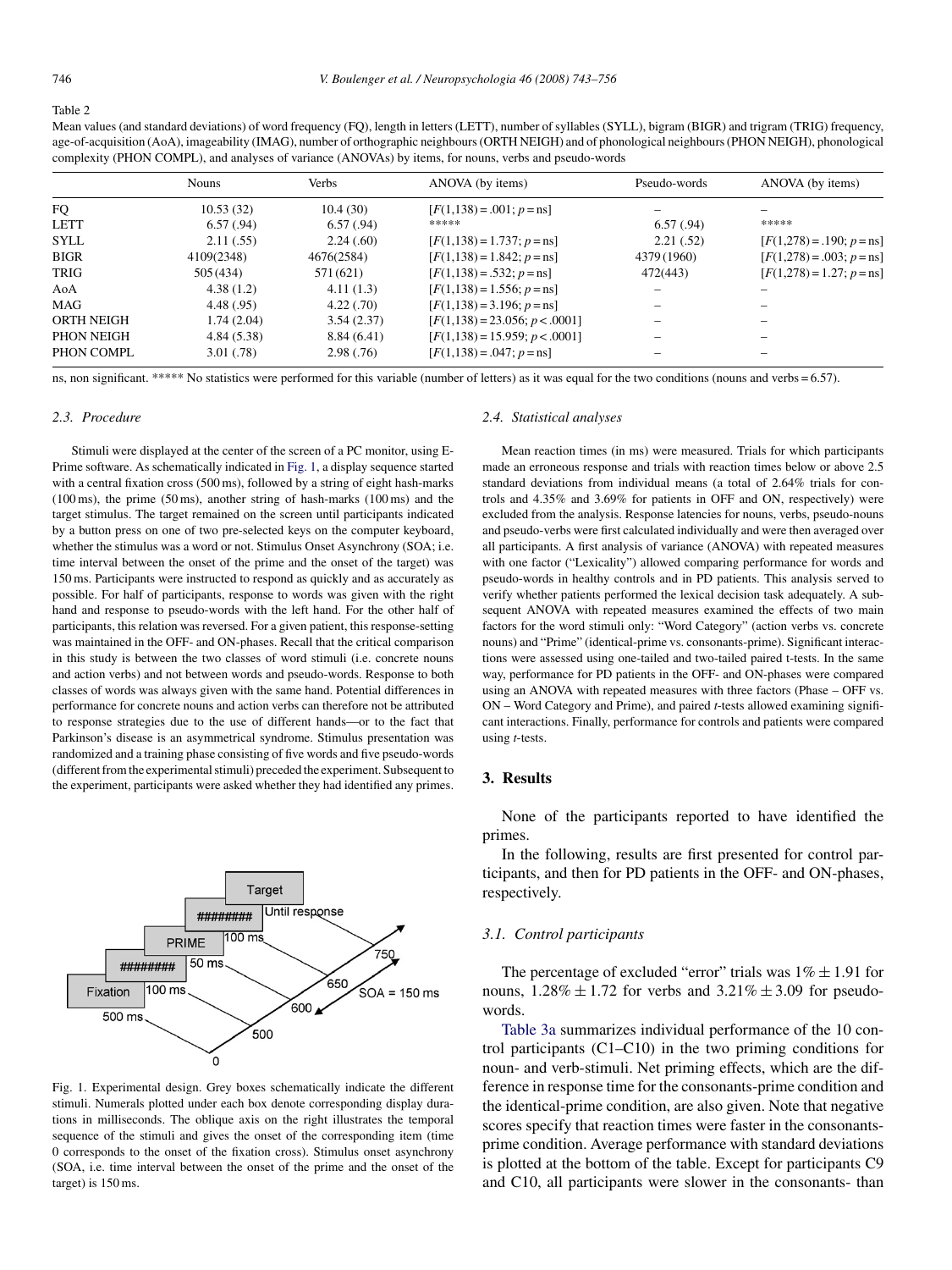Table 2

Mean values (and standard deviations) of word frequency (FQ), length in letters (LETT), number of syllables (SYLL), bigram (BIGR) and trigram (TRIG) frequency, age-of-acquisition (AoA), imageability (IMAG), number of orthographic neighbours (ORTH NEIGH) and of phonological neighbours (PHON NEIGH), phonological complexity (PHON COMPL), and analyses of variance (ANOVAs) by items, for nouns, verbs and pseudo-words

| | Nouns | Verbs | ANOVA (by items) | Pseudo-words | ANOVA (by items) |
|---|---|---|---|---|---|
| FQ | 10.53 (32) | 10.4 (30) | [$F(1,138) = .001$; $p =$ ns] | – | – |
| LETT | 6.57 (.94) | 6.57 (.94) | ***** | 6.57 (.94) | ***** |
| SYLL | 2.11 (.55) | 2.24 (.60) | [$F(1,138) = 1.737$; $p =$ ns] | 2.21 (.52) | [$F(1,278) = .190$; $p =$ ns] |
| BIGR | 4109(2348) | 4676(2584) | [$F(1,138) = 1.842$; $p =$ ns] | 4379 (1960) | [$F(1,278) = .003$; $p =$ ns] |
| TRIG | 505 (434) | 571 (621) | [$F(1,138) = .532$; $p =$ ns] | 472(443) | [$F(1,278) = 1.27$; $p =$ ns] |
| AoA | 4.38 (1.2) | 4.11 (1.3) | [$F(1,138) = 1.556$; $p =$ ns] | – | – |
| MAG | 4.48 (.95) | 4.22 (.70) | [$F(1,138) = 3.196$; $p =$ ns] | – | – |
| ORTH NEIGH | 1.74 (2.04) | 3.54 (2.37) | [$F(1,138) = 23.056$; $p < .0001$] | – | – |
| PHON NEIGH | 4.84 (5.38) | 8.84 (6.41) | [$F(1,138) = 15.959$; $p < .0001$] | – | – |
| PHON COMPL | 3.01 (.78) | 2.98 (.76) | [$F(1,138) = .047$; $p =$ ns] | – | – |

ns, non significant. ***** No statistics were performed for this variable (number of letters) as it was equal for the two conditions (nouns and verbs = 6.57).

### *2.3. Procedure*

Stimuli were displayed at the center of the screen of a PC monitor, using E-Prime software. As schematically indicated in Fig. 1, a display sequence started with a central fixation cross (500 ms), followed by a string of eight hash-marks (100 ms), the prime (50 ms), another string of hash-marks (100 ms) and the target stimulus. The target remained on the screen until participants indicated by a button press on one of two pre-selected keys on the computer keyboard, whether the stimulus was a word or not. Stimulus Onset Asynchrony (SOA; i.e. time interval between the onset of the prime and the onset of the target) was 150 ms. Participants were instructed to respond as quickly and as accurately as possible. For half of participants, response to words was given with the right hand and response to pseudo-words with the left hand. For the other half of participants, this relation was reversed. For a given patient, this response-setting was maintained in the OFF- and ON-phases. Recall that the critical comparison in this study is between the two classes of word stimuli (i.e. concrete nouns and action verbs) and not between words and pseudo-words. Response to both classes of words was always given with the same hand. Potential differences in performance for concrete nouns and action verbs can therefore not be attributed to response strategies due to the use of different hands—or to the fact that Parkinson's disease is an asymmetrical syndrome. Stimulus presentation was randomized and a training phase consisting of five words and five pseudo-words (different from the experimental stimuli) preceded the experiment. Subsequent to the experiment, participants were asked whether they had identified any primes.

Fig. 1. Experimental design. Grey boxes schematically indicate the different stimuli. Numerals plotted under each box denote corresponding display durations in milliseconds. The oblique axis on the right illustrates the temporal sequence of the stimuli and gives the onset of the corresponding item (time 0 corresponds to the onset of the fixation cross). Stimulus onset asynchrony (SOA, i.e. time interval between the onset of the prime and the onset of the target) is 150 ms.

### *2.4. Statistical analyses*

Mean reaction times (in ms) were measured. Trials for which participants made an erroneous response and trials with reaction times below or above 2.5 standard deviations from individual means (a total of 2.64% trials for controls and 4.35% and 3.69% for patients in OFF and ON, respectively) were excluded from the analysis. Response latencies for nouns, verbs, pseudo-nouns and pseudo-verbs were first calculated individually and were then averaged over all participants. A first analysis of variance (ANOVA) with repeated measures with one factor ("Lexicality") allowed comparing performance for words and pseudo-words in healthy controls and in PD patients. This analysis served to verify whether patients performed the lexical decision task adequately. A subsequent ANOVA with repeated measures examined the effects of two main factors for the word stimuli only: "Word Category" (action verbs vs. concrete nouns) and "Prime" (identical-prime vs. consonants-prime). Significant interactions were assessed using one-tailed and two-tailed paired t-tests. In the same way, performance for PD patients in the OFF- and ON-phases were compared using an ANOVA with repeated measures with three factors (Phase – OFF vs. ON – Word Category and Prime), and paired *t*-tests allowed examining significant interactions. Finally, performance for controls and patients were compared using *t*-tests.

## 3. Results

None of the participants reported to have identified the primes.

In the following, results are first presented for control participants, and then for PD patients in the OFF- and ON-phases, respectively.

### *3.1. Control participants*

The percentage of excluded "error" trials was $1\% \pm 1.91$ for nouns, $1.28\% \pm 1.72$ for verbs and $3.21\% \pm 3.09$ for pseudo-words.

Table 3a summarizes individual performance of the 10 control participants (C1–C10) in the two priming conditions for noun- and verb-stimuli. Net priming effects, which are the difference in response time for the consonants-prime condition and the identical-prime condition, are also given. Note that negative scores specify that reaction times were faster in the consonants-prime condition. Average performance with standard deviations is plotted at the bottom of the table. Except for participants C9 and C10, all participants were slower in the consonants- than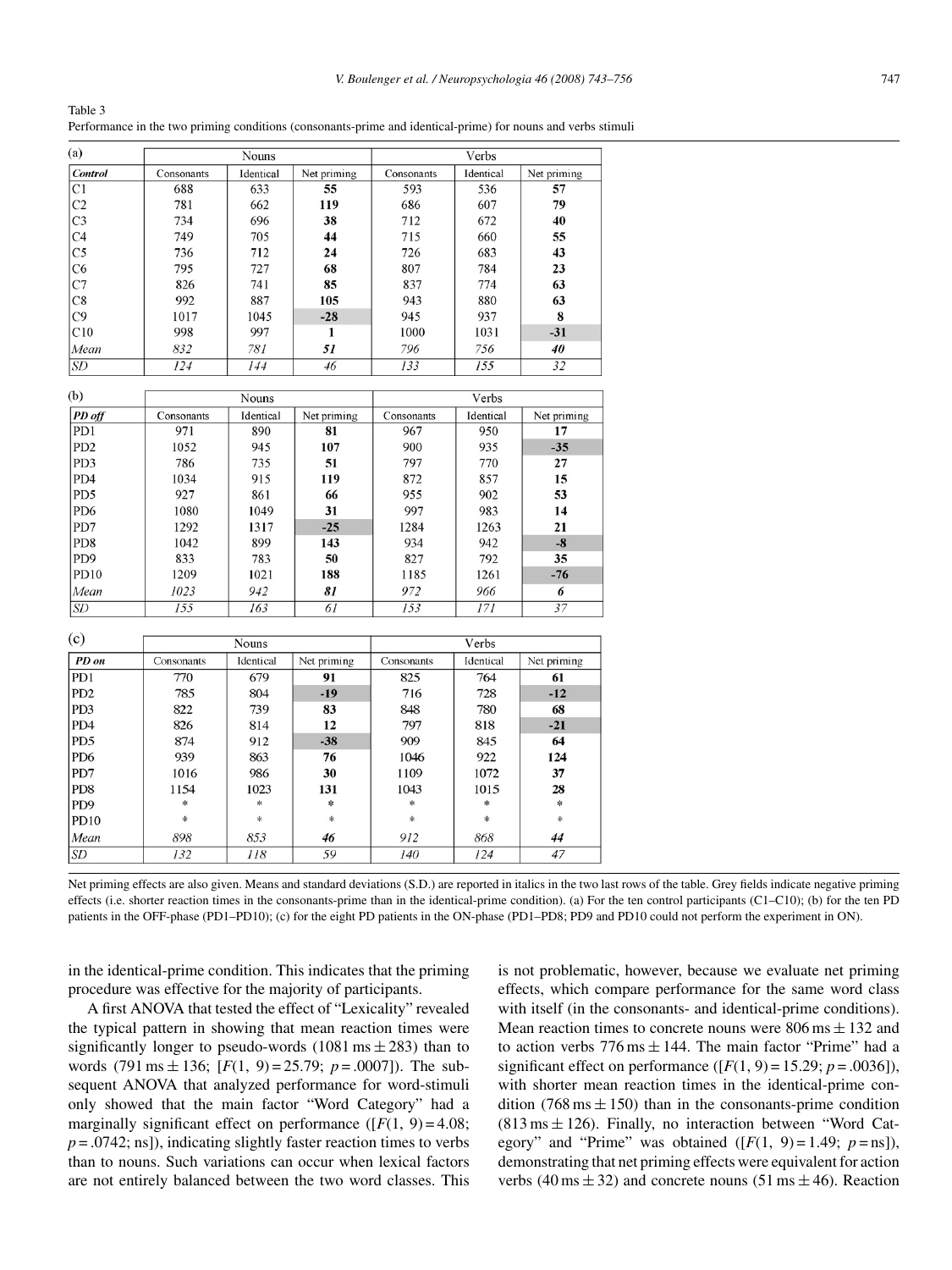Table 3
Performance in the two priming conditions (consonants-prime and identical-prime) for nouns and verbs stimuli

(a)

| | Nouns | | | Verbs | | |
|---|---|---|---|---|---|---|
| *Control* | Consonants | Identical | Net priming | Consonants | Identical | Net priming |
| C1 | 688 | 633 | **55** | 593 | 536 | **57** |
| C2 | 781 | 662 | **119** | 686 | 607 | **79** |
| C3 | 734 | 696 | **38** | 712 | 672 | **40** |
| C4 | 749 | 705 | **44** | 715 | 660 | **55** |
| C5 | 736 | 712 | **24** | 726 | 683 | **43** |
| C6 | 795 | 727 | **68** | 807 | 784 | **23** |
| C7 | 826 | 741 | **85** | 837 | 774 | **63** |
| C8 | 992 | 887 | **105** | 943 | 880 | **63** |
| C9 | 1017 | 1045 | **-28** | 945 | 937 | **8** |
| C10 | 998 | 997 | **1** | 1000 | 1031 | **-31** |
| *Mean* | *832* | *781* | ***51*** | *796* | *756* | ***40*** |
| *SD* | *124* | *144* | *46* | *133* | *155* | *32* |

(b)

| | Nouns | | | Verbs | | |
|---|---|---|---|---|---|---|
| *PD off* | Consonants | Identical | Net priming | Consonants | Identical | Net priming |
| PD1 | 971 | 890 | **81** | 967 | 950 | **17** |
| PD2 | 1052 | 945 | **107** | 900 | 935 | **-35** |
| PD3 | 786 | 735 | **51** | 797 | 770 | **27** |
| PD4 | 1034 | 915 | **119** | 872 | 857 | **15** |
| PD5 | 927 | 861 | **66** | 955 | 902 | **53** |
| PD6 | 1080 | 1049 | **31** | 997 | 983 | **14** |
| PD7 | 1292 | 1317 | **-25** | 1284 | 1263 | **21** |
| PD8 | 1042 | 899 | **143** | 934 | 942 | **-8** |
| PD9 | 833 | 783 | **50** | 827 | 792 | **35** |
| PD10 | 1209 | 1021 | **188** | 1185 | 1261 | **-76** |
| *Mean* | *1023* | *942* | ***81*** | *972* | *966* | ***6*** |
| *SD* | *155* | *163* | *61* | *153* | *171* | *37* |

(c)

| | Nouns | | | Verbs | | |
|---|---|---|---|---|---|---|
| *PD on* | Consonants | Identical | Net priming | Consonants | Identical | Net priming |
| PD1 | 770 | 679 | **91** | 825 | 764 | **61** |
| PD2 | 785 | 804 | **-19** | 716 | 728 | **-12** |
| PD3 | 822 | 739 | **83** | 848 | 780 | **68** |
| PD4 | 826 | 814 | **12** | 797 | 818 | **-21** |
| PD5 | 874 | 912 | **-38** | 909 | 845 | **64** |
| PD6 | 939 | 863 | **76** | 1046 | 922 | **124** |
| PD7 | 1016 | 986 | **30** | 1109 | 1072 | **37** |
| PD8 | 1154 | 1023 | **131** | 1043 | 1015 | **28** |
| PD9 | * | * | * | * | * | * |
| PD10 | * | * | * | * | * | * |
| *Mean* | *898* | *853* | ***46*** | *912* | *868* | ***44*** |
| *SD* | *132* | *118* | *59* | *140* | *124* | *47* |

Net priming effects are also given. Means and standard deviations (S.D.) are reported in italics in the two last rows of the table. Grey fields indicate negative priming effects (i.e. shorter reaction times in the consonants-prime than in the identical-prime condition). (a) For the ten control participants (C1–C10); (b) for the ten PD patients in the OFF-phase (PD1–PD10); (c) for the eight PD patients in the ON-phase (PD1–PD8; PD9 and PD10 could not perform the experiment in ON).

in the identical-prime condition. This indicates that the priming procedure was effective for the majority of participants.

A first ANOVA that tested the effect of "Lexicality" revealed the typical pattern in showing that mean reaction times were significantly longer to pseudo-words (1081 ms ± 283) than to words (791 ms ± 136; [$F(1, 9) = 25.79$; $p = .0007$]). The subsequent ANOVA that analyzed performance for word-stimuli only showed that the main factor "Word Category" had a marginally significant effect on performance ([$F(1, 9) = 4.08$; $p = .0742$; ns]), indicating slightly faster reaction times to verbs than to nouns. Such variations can occur when lexical factors are not entirely balanced between the two word classes. This is not problematic, however, because we evaluate net priming effects, which compare performance for the same word class with itself (in the consonants- and identical-prime conditions). Mean reaction times to concrete nouns were 806 ms ± 132 and to action verbs 776 ms ± 144. The main factor "Prime" had a significant effect on performance ([$F(1, 9) = 15.29$; $p = .0036$]), with shorter mean reaction times in the identical-prime condition (768 ms ± 150) than in the consonants-prime condition (813 ms ± 126). Finally, no interaction between "Word Category" and "Prime" was obtained ([$F(1, 9) = 1.49$; $p =$ ns]), demonstrating that net priming effects were equivalent for action verbs (40 ms ± 32) and concrete nouns (51 ms ± 46). Reaction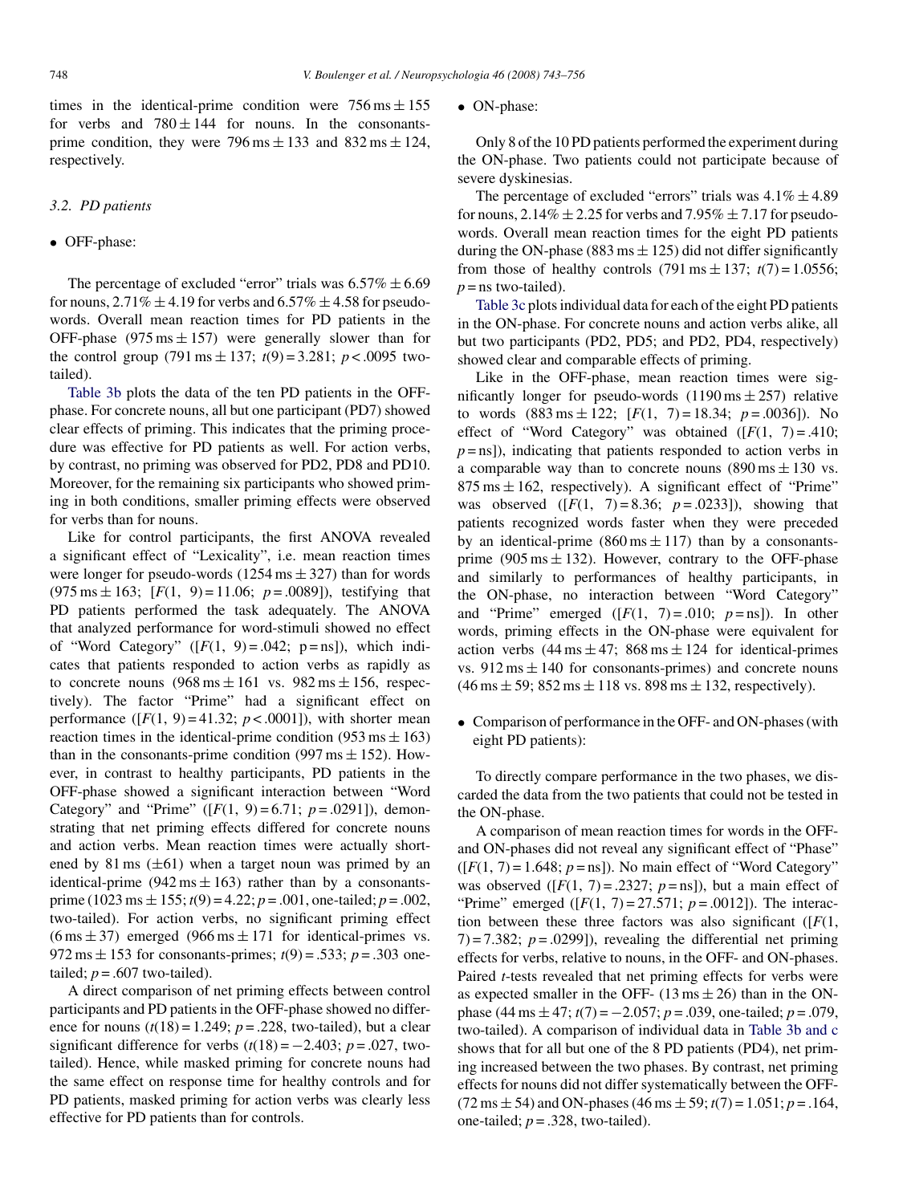times in the identical-prime condition were 756 ms ± 155 for verbs and 780 ± 144 for nouns. In the consonants-prime condition, they were 796 ms ± 133 and 832 ms ± 124, respectively.

### 3.2. PD patients

- OFF-phase:

The percentage of excluded "error" trials was 6.57% ± 6.69 for nouns, 2.71% ± 4.19 for verbs and 6.57% ± 4.58 for pseudo-words. Overall mean reaction times for PD patients in the OFF-phase (975 ms ± 157) were generally slower than for the control group (791 ms ± 137; $t(9) = 3.281$; $p < .0095$ two-tailed).

Table 3b plots the data of the ten PD patients in the OFF-phase. For concrete nouns, all but one participant (PD7) showed clear effects of priming. This indicates that the priming procedure was effective for PD patients as well. For action verbs, by contrast, no priming was observed for PD2, PD8 and PD10. Moreover, for the remaining six participants who showed priming in both conditions, smaller priming effects were observed for verbs than for nouns.

Like for control participants, the first ANOVA revealed a significant effect of "Lexicality", i.e. mean reaction times were longer for pseudo-words (1254 ms ± 327) than for words (975 ms ± 163; [$F(1, 9) = 11.06$; $p = .0089$]), testifying that PD patients performed the task adequately. The ANOVA that analyzed performance for word-stimuli showed no effect of "Word Category" ([$F(1, 9) = .042$; p = ns]), which indicates that patients responded to action verbs as rapidly as to concrete nouns (968 ms ± 161 vs. 982 ms ± 156, respectively). The factor "Prime" had a significant effect on performance ([$F(1, 9) = 41.32$; $p < .0001$]), with shorter mean reaction times in the identical-prime condition (953 ms ± 163) than in the consonants-prime condition (997 ms ± 152). However, in contrast to healthy participants, PD patients in the OFF-phase showed a significant interaction between "Word Category" and "Prime" ([$F(1, 9) = 6.71$; $p = .0291$]), demonstrating that net priming effects differed for concrete nouns and action verbs. Mean reaction times were actually shortened by 81 ms (±61) when a target noun was primed by an identical-prime (942 ms ± 163) rather than by a consonants-prime (1023 ms ± 155; $t(9) = 4.22$; $p = .001$, one-tailed; $p = .002$, two-tailed). For action verbs, no significant priming effect (6 ms ± 37) emerged (966 ms ± 171 for identical-primes vs. 972 ms ± 153 for consonants-primes; $t(9) = .533$; $p = .303$ one-tailed; $p = .607$ two-tailed).

A direct comparison of net priming effects between control participants and PD patients in the OFF-phase showed no difference for nouns ($t(18) = 1.249$; $p = .228$, two-tailed), but a clear significant difference for verbs ($t(18) = -2.403$; $p = .027$, two-tailed). Hence, while masked priming for concrete nouns had the same effect on response time for healthy controls and for PD patients, masked priming for action verbs was clearly less effective for PD patients than for controls.

- ON-phase:

Only 8 of the 10 PD patients performed the experiment during the ON-phase. Two patients could not participate because of severe dyskinesias.

The percentage of excluded "errors" trials was 4.1% ± 4.89 for nouns, 2.14% ± 2.25 for verbs and 7.95% ± 7.17 for pseudo-words. Overall mean reaction times for the eight PD patients during the ON-phase (883 ms ± 125) did not differ significantly from those of healthy controls (791 ms ± 137; $t(7) = 1.0556$; $p$ = ns two-tailed).

Table 3c plots individual data for each of the eight PD patients in the ON-phase. For concrete nouns and action verbs alike, all but two participants (PD2, PD5; and PD2, PD4, respectively) showed clear and comparable effects of priming.

Like in the OFF-phase, mean reaction times were significantly longer for pseudo-words (1190 ms ± 257) relative to words (883 ms ± 122; [$F(1, 7) = 18.34$; $p = .0036$]). No effect of "Word Category" was obtained ([$F(1, 7) = .410$; $p$ = ns]), indicating that patients responded to action verbs in a comparable way than to concrete nouns (890 ms ± 130 vs. 875 ms ± 162, respectively). A significant effect of "Prime" was observed ([$F(1, 7) = 8.36$; $p = .0233$]), showing that patients recognized words faster when they were preceded by an identical-prime (860 ms ± 117) than by a consonants-prime (905 ms ± 132). However, contrary to the OFF-phase and similarly to performances of healthy participants, in the ON-phase, no interaction between "Word Category" and "Prime" emerged ([$F(1, 7) = .010$; $p$ = ns]). In other words, priming effects in the ON-phase were equivalent for action verbs (44 ms ± 47; 868 ms ± 124 for identical-primes vs. 912 ms ± 140 for consonants-primes) and concrete nouns (46 ms ± 59; 852 ms ± 118 vs. 898 ms ± 132, respectively).

- Comparison of performance in the OFF- and ON-phases (with eight PD patients):

To directly compare performance in the two phases, we discarded the data from the two patients that could not be tested in the ON-phase.

A comparison of mean reaction times for words in the OFF- and ON-phases did not reveal any significant effect of "Phase" ([$F(1, 7) = 1.648$; $p$ = ns]). No main effect of "Word Category" was observed ([$F(1, 7) = .2327$; $p$ = ns]), but a main effect of "Prime" emerged ([$F(1, 7) = 27.571$; $p = .0012$]). The interaction between these three factors was also significant ([$F(1, 7) = 7.382$; $p = .0299$]), revealing the differential net priming effects for verbs, relative to nouns, in the OFF- and ON-phases. Paired $t$-tests revealed that net priming effects for verbs were as expected smaller in the OFF- (13 ms ± 26) than in the ON-phase (44 ms ± 47; $t(7) = -2.057$; $p = .039$, one-tailed; $p = .079$, two-tailed). A comparison of individual data in Table 3b and c shows that for all but one of the 8 PD patients (PD4), net priming increased between the two phases. By contrast, net priming effects for nouns did not differ systematically between the OFF- (72 ms ± 54) and ON-phases (46 ms ± 59; $t(7) = 1.051$; $p = .164$, one-tailed; $p = .328$, two-tailed).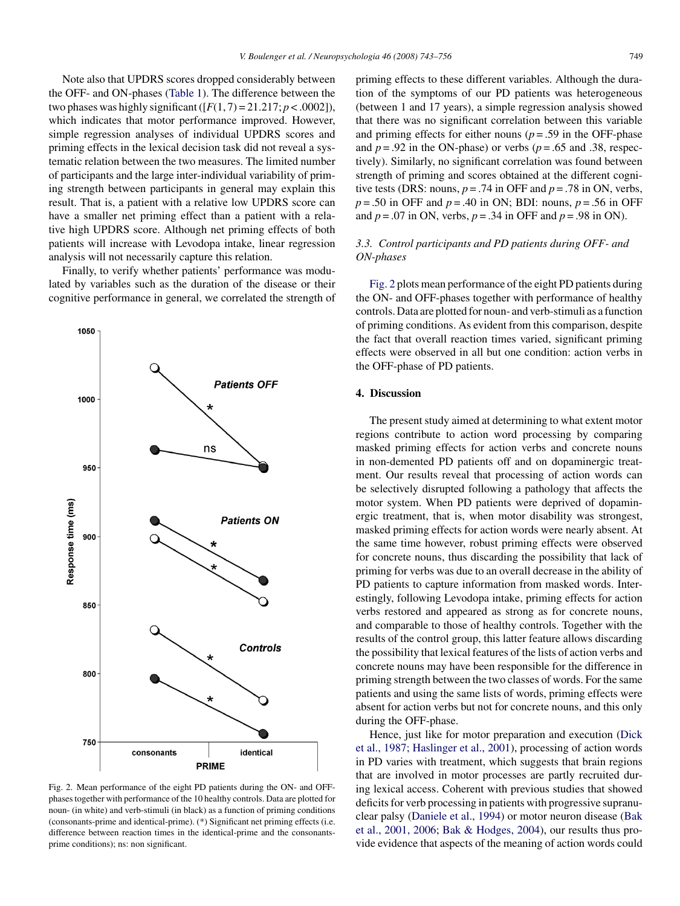Note also that UPDRS scores dropped considerably between the OFF- and ON-phases (Table 1). The difference between the two phases was highly significant ([$F(1, 7) = 21.217$; $p < .0002$]), which indicates that motor performance improved. However, simple regression analyses of individual UPDRS scores and priming effects in the lexical decision task did not reveal a systematic relation between the two measures. The limited number of participants and the large inter-individual variability of priming strength between participants in general may explain this result. That is, a patient with a relative low UPDRS score can have a smaller net priming effect than a patient with a relative high UPDRS score. Although net priming effects of both patients will increase with Levodopa intake, linear regression analysis will not necessarily capture this relation.

Finally, to verify whether patients' performance was modulated by variables such as the duration of the disease or their cognitive performance in general, we correlated the strength of priming effects to these different variables. Although the duration of the symptoms of our PD patients was heterogeneous (between 1 and 17 years), a simple regression analysis showed that there was no significant correlation between this variable and priming effects for either nouns ($p = .59$ in the OFF-phase and $p = .92$ in the ON-phase) or verbs ($p = .65$ and .38, respectively). Similarly, no significant correlation was found between strength of priming and scores obtained at the different cognitive tests (DRS: nouns, $p = .74$ in OFF and $p = .78$ in ON, verbs, $p = .50$ in OFF and $p = .40$ in ON; BDI: nouns, $p = .56$ in OFF and $p = .07$ in ON, verbs, $p = .34$ in OFF and $p = .98$ in ON).

1050
1000
950
900
850
800
750
Response time (ms)
Patients OFF
*
ns
Patients ON
*
*
Controls
*
*
consonants
identical
PRIME

Fig. 2. Mean performance of the eight PD patients during the ON- and OFF-phases together with performance of the 10 healthy controls. Data are plotted for noun- (in white) and verb-stimuli (in black) as a function of priming conditions (consonants-prime and identical-prime). (*) Significant net priming effects (i.e. difference between reaction times in the identical-prime and the consonants-prime conditions); ns: non significant.

### 3.3. Control participants and PD patients during OFF- and ON-phases

Fig. 2 plots mean performance of the eight PD patients during the ON- and OFF-phases together with performance of healthy controls. Data are plotted for noun- and verb-stimuli as a function of priming conditions. As evident from this comparison, despite the fact that overall reaction times varied, significant priming effects were observed in all but one condition: action verbs in the OFF-phase of PD patients.

## 4. Discussion

The present study aimed at determining to what extent motor regions contribute to action word processing by comparing masked priming effects for action verbs and concrete nouns in non-demented PD patients off and on dopaminergic treatment. Our results reveal that processing of action words can be selectively disrupted following a pathology that affects the motor system. When PD patients were deprived of dopaminergic treatment, that is, when motor disability was strongest, masked priming effects for action words were nearly absent. At the same time however, robust priming effects were observed for concrete nouns, thus discarding the possibility that lack of priming for verbs was due to an overall decrease in the ability of PD patients to capture information from masked words. Interestingly, following Levodopa intake, priming effects for action verbs restored and appeared as strong as for concrete nouns, and comparable to those of healthy controls. Together with the results of the control group, this latter feature allows discarding the possibility that lexical features of the lists of action verbs and concrete nouns may have been responsible for the difference in priming strength between the two classes of words. For the same patients and using the same lists of words, priming effects were absent for action verbs but not for concrete nouns, and this only during the OFF-phase.

Hence, just like for motor preparation and execution (Dick et al., 1987; Haslinger et al., 2001), processing of action words in PD varies with treatment, which suggests that brain regions that are involved in motor processes are partly recruited during lexical access. Coherent with previous studies that showed deficits for verb processing in patients with progressive supranuclear palsy (Daniele et al., 1994) or motor neuron disease (Bak et al., 2001, 2006; Bak & Hodges, 2004), our results thus provide evidence that aspects of the meaning of action words could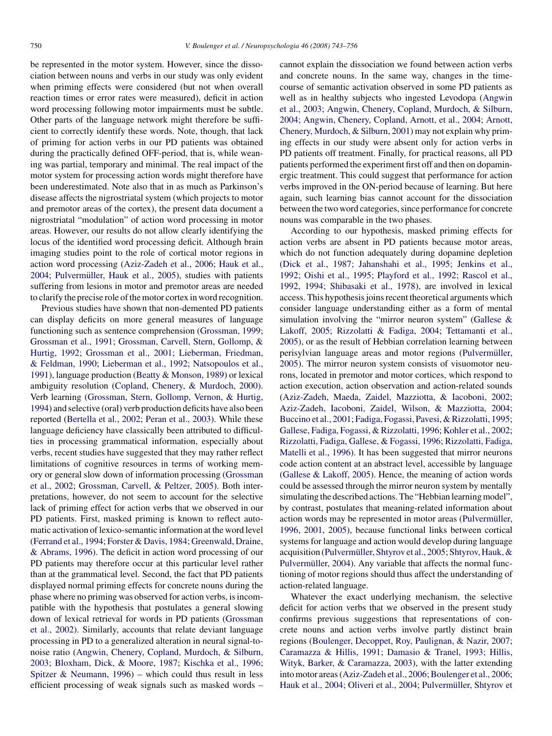be represented in the motor system. However, since the dissociation between nouns and verbs in our study was only evident when priming effects were considered (but not when overall reaction times or error rates were measured), deficit in action word processing following motor impairments must be subtle. Other parts of the language network might therefore be sufficient to correctly identify these words. Note, though, that lack of priming for action verbs in our PD patients was obtained during the practically defined OFF-period, that is, while weaning was partial, temporary and minimal. The real impact of the motor system for processing action words might therefore have been underestimated. Note also that in as much as Parkinson's disease affects the nigrostriatal system (which projects to motor and premotor areas of the cortex), the present data document a nigrostriatal "modulation" of action word processing in motor areas. However, our results do not allow clearly identifying the locus of the identified word processing deficit. Although brain imaging studies point to the role of cortical motor regions in action word processing (Aziz-Zadeh et al., 2006; Hauk et al., 2004; Pulvermüller, Hauk et al., 2005), studies with patients suffering from lesions in motor and premotor areas are needed to clarify the precise role of the motor cortex in word recognition.

Previous studies have shown that non-demented PD patients can display deficits on more general measures of language functioning such as sentence comprehension (Grossman, 1999; Grossman et al., 1991; Grossman, Carvell, Stern, Gollomp, & Hurtig, 1992; Grossman et al., 2001; Lieberman, Friedman, & Feldman, 1990; Lieberman et al., 1992; Natsopoulos et al., 1991), language production (Beatty & Monson, 1989) or lexical ambiguity resolution (Copland, Chenery, & Murdoch, 2000). Verb learning (Grossman, Stern, Gollomp, Vernon, & Hurtig, 1994) and selective (oral) verb production deficits have also been reported (Bertella et al., 2002; Peran et al., 2003). While these language deficiency have classically been attributed to difficulties in processing grammatical information, especially about verbs, recent studies have suggested that they may rather reflect limitations of cognitive resources in terms of working memory or general slow down of information processing (Grossman et al., 2002; Grossman, Carvell, & Peltzer, 2005). Both interpretations, however, do not seem to account for the selective lack of priming effect for action verbs that we observed in our PD patients. First, masked priming is known to reflect automatic activation of lexico-semantic information at the word level (Ferrand et al., 1994; Forster & Davis, 1984; Greenwald, Draine, & Abrams, 1996). The deficit in action word processing of our PD patients may therefore occur at this particular level rather than at the grammatical level. Second, the fact that PD patients displayed normal priming effects for concrete nouns during the phase where no priming was observed for action verbs, is incompatible with the hypothesis that postulates a general slowing down of lexical retrieval for words in PD patients (Grossman et al., 2002). Similarly, accounts that relate deviant language processing in PD to a generalized alteration in neural signal-to-noise ratio (Angwin, Chenery, Copland, Murdoch, & Silburn, 2003; Bloxham, Dick, & Moore, 1987; Kischka et al., 1996; Spitzer & Neumann, 1996) – which could thus result in less efficient processing of weak signals such as masked words – cannot explain the dissociation we found between action verbs and concrete nouns. In the same way, changes in the time-course of semantic activation observed in some PD patients as well as in healthy subjects who ingested Levodopa (Angwin et al., 2003; Angwin, Chenery, Copland, Murdoch, & Silburn, 2004; Angwin, Chenery, Copland, Arnott, et al., 2004; Arnott, Chenery, Murdoch, & Silburn, 2001) may not explain why priming effects in our study were absent only for action verbs in PD patients off treatment. Finally, for practical reasons, all PD patients performed the experiment first off and then on dopaminergic treatment. This could suggest that performance for action verbs improved in the ON-period because of learning. But here again, such learning bias cannot account for the dissociation between the two word categories, since performance for concrete nouns was comparable in the two phases.

According to our hypothesis, masked priming effects for action verbs are absent in PD patients because motor areas, which do not function adequately during dopamine depletion (Dick et al., 1987; Jahanshahi et al., 1995; Jenkins et al., 1992; Oishi et al., 1995; Playford et al., 1992; Rascol et al., 1992, 1994; Shibasaki et al., 1978), are involved in lexical access. This hypothesis joins recent theoretical arguments which consider language understanding either as a form of mental simulation involving the "mirror neuron system" (Gallese & Lakoff, 2005; Rizzolatti & Fadiga, 2004; Tettamanti et al., 2005), or as the result of Hebbian correlation learning between perisylvian language areas and motor regions (Pulvermüller, 2005). The mirror neuron system consists of visuomotor neurons, located in premotor and motor cortices, which respond to action execution, action observation and action-related sounds (Aziz-Zadeh, Maeda, Zaidel, Mazziotta, & Iacoboni, 2002; Aziz-Zadeh, Iacoboni, Zaidel, Wilson, & Mazziotta, 2004; Buccino et al., 2001; Fadiga, Fogassi, Pavesi, & Rizzolatti, 1995; Gallese, Fadiga, Fogassi, & Rizzolatti, 1996; Kohler et al., 2002; Rizzolatti, Fadiga, Gallese, & Fogassi, 1996; Rizzolatti, Fadiga, Matelli et al., 1996). It has been suggested that mirror neurons code action content at an abstract level, accessible by language (Gallese & Lakoff, 2005). Hence, the meaning of action words could be assessed through the mirror neuron system by mentally simulating the described actions. The "Hebbian learning model", by contrast, postulates that meaning-related information about action words may be represented in motor areas (Pulvermüller, 1996, 2001, 2005), because functional links between cortical systems for language and action would develop during language acquisition (Pulvermüller, Shtyrov et al., 2005; Shtyrov, Hauk, & Pulvermüller, 2004). Any variable that affects the normal functioning of motor regions should thus affect the understanding of action-related language.

Whatever the exact underlying mechanism, the selective deficit for action verbs that we observed in the present study confirms previous suggestions that representations of concrete nouns and action verbs involve partly distinct brain regions (Boulenger, Decoppet, Roy, Paulignan, & Nazir, 2007; Caramazza & Hillis, 1991; Damasio & Tranel, 1993; Hillis, Wityk, Barker, & Caramazza, 2003), with the latter extending into motor areas (Aziz-Zadeh et al., 2006; Boulenger et al., 2006; Hauk et al., 2004; Oliveri et al., 2004; Pulvermüller, Shtyrov et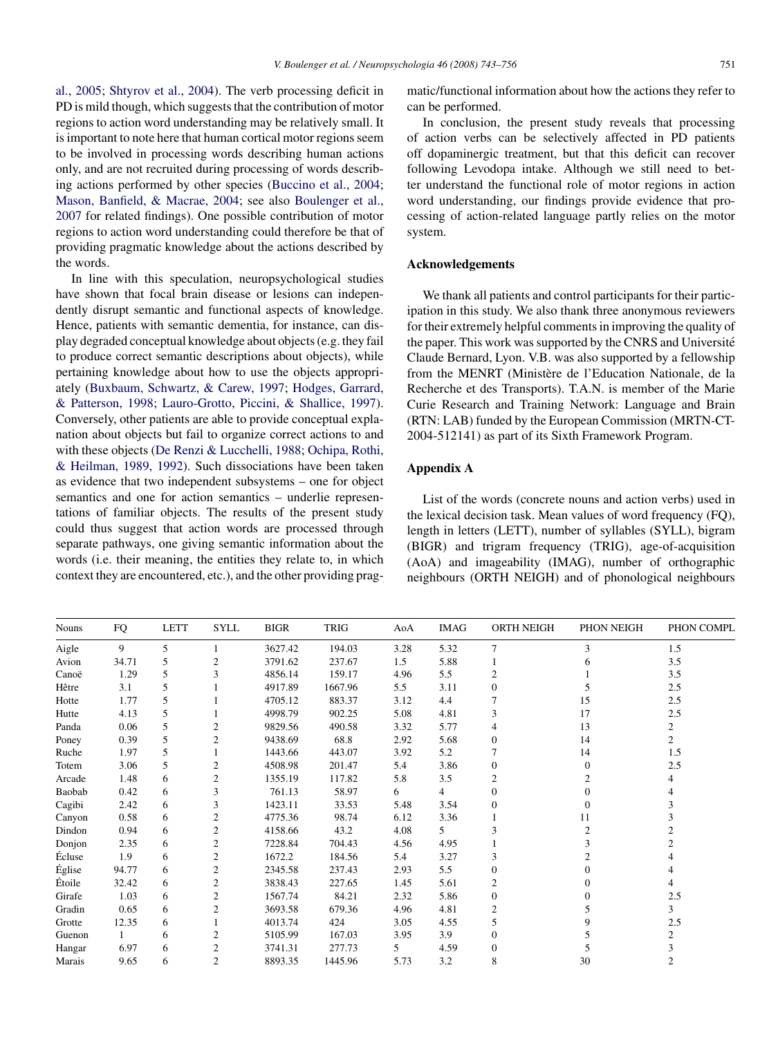al., 2005; Shtyrov et al., 2004). The verb processing deficit in PD is mild though, which suggests that the contribution of motor regions to action word understanding may be relatively small. It is important to note here that human cortical motor regions seem to be involved in processing words describing human actions only, and are not recruited during processing of words describing actions performed by other species (Buccino et al., 2004; Mason, Banfield, & Macrae, 2004; see also Boulenger et al., 2007 for related findings). One possible contribution of motor regions to action word understanding could therefore be that of providing pragmatic knowledge about the actions described by the words.

In line with this speculation, neuropsychological studies have shown that focal brain disease or lesions can independently disrupt semantic and functional aspects of knowledge. Hence, patients with semantic dementia, for instance, can display degraded conceptual knowledge about objects (e.g. they fail to produce correct semantic descriptions about objects), while pertaining knowledge about how to use the objects appropriately (Buxbaum, Schwartz, & Carew, 1997; Hodges, Garrard, & Patterson, 1998; Lauro-Grotto, Piccini, & Shallice, 1997). Conversely, other patients are able to provide conceptual explanation about objects but fail to organize correct actions to and with these objects (De Renzi & Lucchelli, 1988; Ochipa, Rothi, & Heilman, 1989, 1992). Such dissociations have been taken as evidence that two independent subsystems – one for object semantics and one for action semantics – underlie representations of familiar objects. The results of the present study could thus suggest that action words are processed through separate pathways, one giving semantic information about the words (i.e. their meaning, the entities they relate to, in which context they are encountered, etc.), and the other providing pragmatic/functional information about how the actions they refer to can be performed.

In conclusion, the present study reveals that processing of action verbs can be selectively affected in PD patients off dopaminergic treatment, but that this deficit can recover following Levodopa intake. Although we still need to better understand the functional role of motor regions in action word understanding, our findings provide evidence that processing of action-related language partly relies on the motor system.

## Acknowledgements

We thank all patients and control participants for their participation in this study. We also thank three anonymous reviewers for their extremely helpful comments in improving the quality of the paper. This work was supported by the CNRS and Université Claude Bernard, Lyon. V.B. was also supported by a fellowship from the MENRT (Ministère de l'Education Nationale, de la Recherche et des Transports). T.A.N. is member of the Marie Curie Research and Training Network: Language and Brain (RTN: LAB) funded by the European Commission (MRTN-CT-2004-512141) as part of its Sixth Framework Program.

## Appendix A

List of the words (concrete nouns and action verbs) used in the lexical decision task. Mean values of word frequency (FQ), length in letters (LETT), number of syllables (SYLL), bigram (BIGR) and trigram frequency (TRIG), age-of-acquisition (AoA) and imageability (IMAG), number of orthographic neighbours (ORTH NEIGH) and of phonological neighbours

| Nouns | FQ | LETT | SYLL | BIGR | TRIG | AoA | IMAG | ORTH NEIGH | PHON NEIGH | PHON COMPL |
|---|---|---|---|---|---|---|---|---|---|---|
| Aigle | 9 | 5 | 1 | 3627.42 | 194.03 | 3.28 | 5.32 | 7 | 3 | 1.5 |
| Avion | 34.71 | 5 | 2 | 3791.62 | 237.67 | 1.5 | 5.88 | 1 | 6 | 3.5 |
| Canoë | 1.29 | 5 | 3 | 4856.14 | 159.17 | 4.96 | 5.5 | 2 | 1 | 3.5 |
| Hêtre | 3.1 | 5 | 1 | 4917.89 | 1667.96 | 5.5 | 3.11 | 0 | 5 | 2.5 |
| Hotte | 1.77 | 5 | 1 | 4705.12 | 883.37 | 3.12 | 4.4 | 7 | 15 | 2.5 |
| Hutte | 4.13 | 5 | 1 | 4998.79 | 902.25 | 5.08 | 4.81 | 3 | 17 | 2.5 |
| Panda | 0.06 | 5 | 2 | 9829.56 | 490.58 | 3.32 | 5.77 | 4 | 13 | 2 |
| Poney | 0.39 | 5 | 2 | 9438.69 | 68.8 | 2.92 | 5.68 | 0 | 14 | 2 |
| Ruche | 1.97 | 5 | 1 | 1443.66 | 443.07 | 3.92 | 5.2 | 7 | 14 | 1.5 |
| Totem | 3.06 | 5 | 2 | 4508.98 | 201.47 | 5.4 | 3.86 | 0 | 0 | 2.5 |
| Arcade | 1.48 | 6 | 2 | 1355.19 | 117.82 | 5.8 | 3.5 | 2 | 2 | 4 |
| Baobab | 0.42 | 6 | 3 | 761.13 | 58.97 | 6 | 4 | 0 | 0 | 4 |
| Cagibi | 2.42 | 6 | 3 | 1423.11 | 33.53 | 5.48 | 3.54 | 0 | 0 | 3 |
| Canyon | 0.58 | 6 | 2 | 4775.36 | 98.74 | 6.12 | 3.36 | 1 | 11 | 3 |
| Dindon | 0.94 | 6 | 2 | 4158.66 | 43.2 | 4.08 | 5 | 3 | 2 | 2 |
| Donjon | 2.35 | 6 | 2 | 7228.84 | 704.43 | 4.56 | 4.95 | 1 | 3 | 2 |
| Écluse | 1.9 | 6 | 2 | 1672.2 | 184.56 | 5.4 | 3.27 | 3 | 2 | 4 |
| Église | 94.77 | 6 | 2 | 2345.58 | 237.43 | 2.93 | 5.5 | 0 | 0 | 4 |
| Étoile | 32.42 | 6 | 2 | 3838.43 | 227.65 | 1.45 | 5.61 | 2 | 0 | 4 |
| Girafe | 1.03 | 6 | 2 | 1567.74 | 84.21 | 2.32 | 5.86 | 0 | 0 | 2.5 |
| Gradin | 0.65 | 6 | 2 | 3693.58 | 679.36 | 4.96 | 4.81 | 2 | 5 | 3 |
| Grotte | 12.35 | 6 | 1 | 4013.74 | 424 | 3.05 | 4.55 | 5 | 9 | 2.5 |
| Guenon | 1 | 6 | 2 | 5105.99 | 167.03 | 3.95 | 3.9 | 0 | 5 | 2 |
| Hangar | 6.97 | 6 | 2 | 3741.31 | 277.73 | 5 | 4.59 | 0 | 5 | 3 |
| Marais | 9.65 | 6 | 2 | 8893.35 | 1445.96 | 5.73 | 3.2 | 8 | 30 | 2 |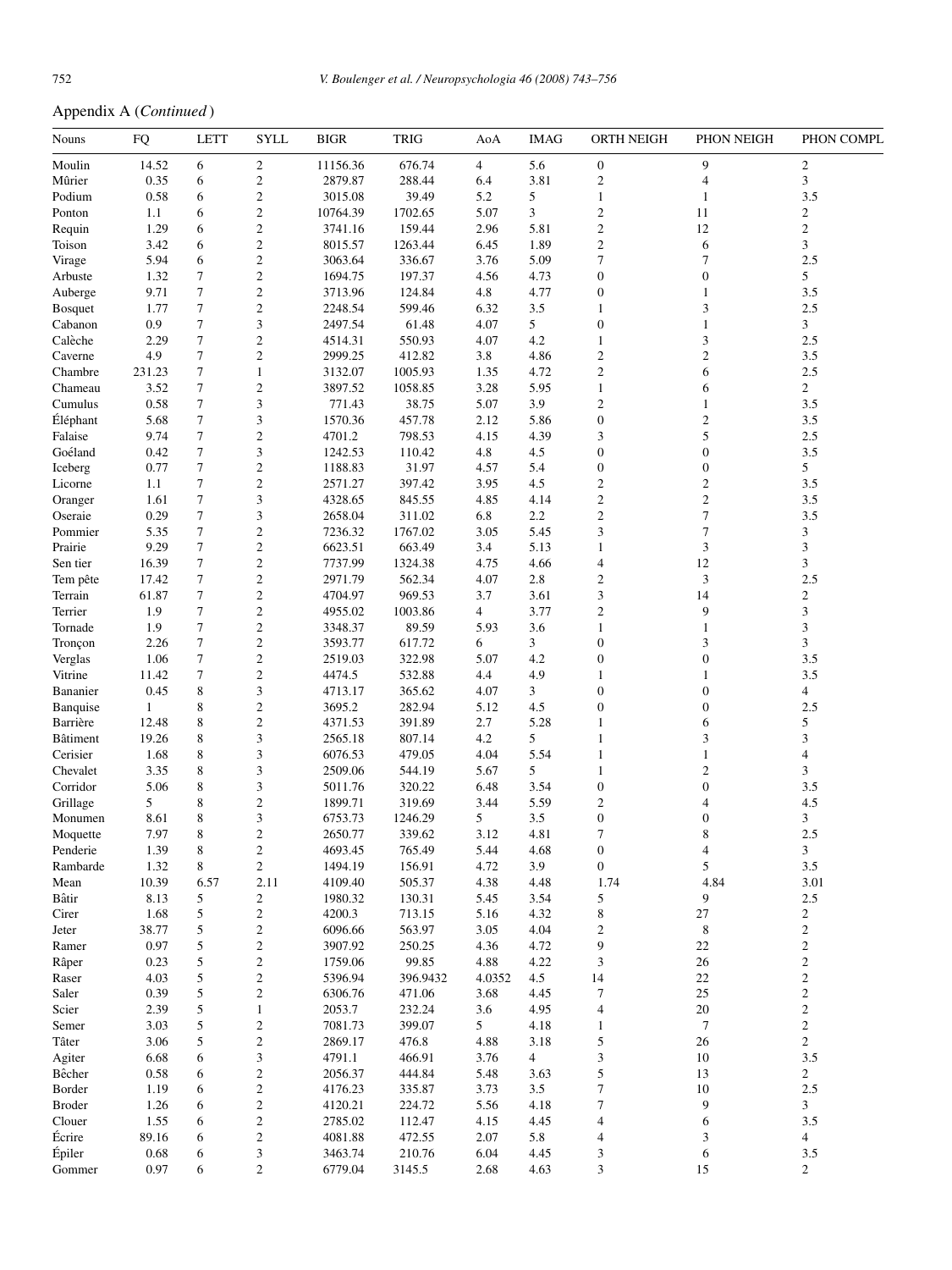Appendix A (*Continued*)

| Nouns | FQ | LETT | SYLL | BIGR | TRIG | AoA | IMAG | ORTH NEIGH | PHON NEIGH | PHON COMPL |
|---|---|---|---|---|---|---|---|---|---|---|
| Moulin | 14.52 | 6 | 2 | 11156.36 | 676.74 | 4 | 5.6 | 0 | 9 | 2 |
| Mûrier | 0.35 | 6 | 2 | 2879.87 | 288.44 | 6.4 | 3.81 | 2 | 4 | 3 |
| Podium | 0.58 | 6 | 2 | 3015.08 | 39.49 | 5.2 | 5 | 1 | 1 | 3.5 |
| Ponton | 1.1 | 6 | 2 | 10764.39 | 1702.65 | 5.07 | 3 | 2 | 11 | 2 |
| Requin | 1.29 | 6 | 2 | 3741.16 | 159.44 | 2.96 | 5.81 | 2 | 12 | 2 |
| Toison | 3.42 | 6 | 2 | 8015.57 | 1263.44 | 6.45 | 1.89 | 2 | 6 | 3 |
| Virage | 5.94 | 6 | 2 | 3063.64 | 336.67 | 3.76 | 5.09 | 7 | 7 | 2.5 |
| Arbuste | 1.32 | 7 | 2 | 1694.75 | 197.37 | 4.56 | 4.73 | 0 | 0 | 5 |
| Auberge | 9.71 | 7 | 2 | 3713.96 | 124.84 | 4.8 | 4.77 | 0 | 1 | 3.5 |
| Bosquet | 1.77 | 7 | 2 | 2248.54 | 599.46 | 6.32 | 3.5 | 1 | 3 | 2.5 |
| Cabanon | 0.9 | 7 | 3 | 2497.54 | 61.48 | 4.07 | 5 | 0 | 1 | 3 |
| Calèche | 2.29 | 7 | 2 | 4514.31 | 550.93 | 4.07 | 4.2 | 1 | 3 | 2.5 |
| Caverne | 4.9 | 7 | 2 | 2999.25 | 412.82 | 3.8 | 4.86 | 2 | 2 | 3.5 |
| Chambre | 231.23 | 7 | 1 | 3132.07 | 1005.93 | 1.35 | 4.72 | 2 | 6 | 2.5 |
| Chameau | 3.52 | 7 | 2 | 3897.52 | 1058.85 | 3.28 | 5.95 | 1 | 6 | 2 |
| Cumulus | 0.58 | 7 | 3 | 771.43 | 38.75 | 5.07 | 3.9 | 2 | 1 | 3.5 |
| Éléphant | 5.68 | 7 | 3 | 1570.36 | 457.78 | 2.12 | 5.86 | 0 | 2 | 3.5 |
| Falaise | 9.74 | 7 | 2 | 4701.2 | 798.53 | 4.15 | 4.39 | 3 | 5 | 2.5 |
| Goéland | 0.42 | 7 | 3 | 1242.53 | 110.42 | 4.8 | 4.5 | 0 | 0 | 3.5 |
| Iceberg | 0.77 | 7 | 2 | 1188.83 | 31.97 | 4.57 | 5.4 | 0 | 0 | 5 |
| Licorne | 1.1 | 7 | 2 | 2571.27 | 397.42 | 3.95 | 4.5 | 2 | 2 | 3.5 |
| Oranger | 1.61 | 7 | 3 | 4328.65 | 845.55 | 4.85 | 4.14 | 2 | 2 | 3.5 |
| Oseraie | 0.29 | 7 | 3 | 2658.04 | 311.02 | 6.8 | 2.2 | 2 | 7 | 3.5 |
| Pommier | 5.35 | 7 | 2 | 7236.32 | 1767.02 | 3.05 | 5.45 | 3 | 7 | 3 |
| Prairie | 9.29 | 7 | 2 | 6623.51 | 663.49 | 3.4 | 5.13 | 1 | 3 | 3 |
| Sen tier | 16.39 | 7 | 2 | 7737.99 | 1324.38 | 4.75 | 4.66 | 4 | 12 | 3 |
| Tem pête | 17.42 | 7 | 2 | 2971.79 | 562.34 | 4.07 | 2.8 | 2 | 3 | 2.5 |
| Terrain | 61.87 | 7 | 2 | 4704.97 | 969.53 | 3.7 | 3.61 | 3 | 14 | 2 |
| Terrier | 1.9 | 7 | 2 | 4955.02 | 1003.86 | 4 | 3.77 | 2 | 9 | 3 |
| Tornade | 1.9 | 7 | 2 | 3348.37 | 89.59 | 5.93 | 3.6 | 1 | 1 | 3 |
| Tronçon | 2.26 | 7 | 2 | 3593.77 | 617.72 | 6 | 3 | 0 | 3 | 3 |
| Verglas | 1.06 | 7 | 2 | 2519.03 | 322.98 | 5.07 | 4.2 | 0 | 0 | 3.5 |
| Vitrine | 11.42 | 7 | 2 | 4474.5 | 532.88 | 4.4 | 4.9 | 1 | 1 | 3.5 |
| Bananier | 0.45 | 8 | 3 | 4713.17 | 365.62 | 4.07 | 3 | 0 | 0 | 4 |
| Banquise | 1 | 8 | 2 | 3695.2 | 282.94 | 5.12 | 4.5 | 0 | 0 | 2.5 |
| Barrière | 12.48 | 8 | 2 | 4371.53 | 391.89 | 2.7 | 5.28 | 1 | 6 | 5 |
| Bâtiment | 19.26 | 8 | 3 | 2565.18 | 807.14 | 4.2 | 5 | 1 | 3 | 3 |
| Cerisier | 1.68 | 8 | 3 | 6076.53 | 479.05 | 4.04 | 5.54 | 1 | 1 | 4 |
| Chevalet | 3.35 | 8 | 3 | 2509.06 | 544.19 | 5.67 | 5 | 1 | 2 | 3 |
| Corridor | 5.06 | 8 | 3 | 5011.76 | 320.22 | 6.48 | 3.54 | 0 | 0 | 3.5 |
| Grillage | 5 | 8 | 2 | 1899.71 | 319.69 | 3.44 | 5.59 | 2 | 4 | 4.5 |
| Monumen | 8.61 | 8 | 3 | 6753.73 | 1246.29 | 5 | 3.5 | 0 | 0 | 3 |
| Moquette | 7.97 | 8 | 2 | 2650.77 | 339.62 | 3.12 | 4.81 | 7 | 8 | 2.5 |
| Penderie | 1.39 | 8 | 2 | 4693.45 | 765.49 | 5.44 | 4.68 | 0 | 4 | 3 |
| Rambarde | 1.32 | 8 | 2 | 1494.19 | 156.91 | 4.72 | 3.9 | 0 | 5 | 3.5 |
| Mean | 10.39 | 6.57 | 2.11 | 4109.40 | 505.37 | 4.38 | 4.48 | 1.74 | 4.84 | 3.01 |
| Bâtir | 8.13 | 5 | 2 | 1980.32 | 130.31 | 5.45 | 3.54 | 5 | 9 | 2.5 |
| Cirer | 1.68 | 5 | 2 | 4200.3 | 713.15 | 5.16 | 4.32 | 8 | 27 | 2 |
| Jeter | 38.77 | 5 | 2 | 6096.66 | 563.97 | 3.05 | 4.04 | 2 | 8 | 2 |
| Ramer | 0.97 | 5 | 2 | 3907.92 | 250.25 | 4.36 | 4.72 | 9 | 22 | 2 |
| Râper | 0.23 | 5 | 2 | 1759.06 | 99.85 | 4.88 | 4.22 | 3 | 26 | 2 |
| Raser | 4.03 | 5 | 2 | 5396.94 | 396.9432 | 4.0352 | 4.5 | 14 | 22 | 2 |
| Saler | 0.39 | 5 | 2 | 6306.76 | 471.06 | 3.68 | 4.45 | 7 | 25 | 2 |
| Scier | 2.39 | 5 | 1 | 2053.7 | 232.24 | 3.6 | 4.95 | 4 | 20 | 2 |
| Semer | 3.03 | 5 | 2 | 7081.73 | 399.07 | 5 | 4.18 | 1 | 7 | 2 |
| Tâter | 3.06 | 5 | 2 | 2869.17 | 476.8 | 4.88 | 3.18 | 5 | 26 | 2 |
| Agiter | 6.68 | 6 | 3 | 4791.1 | 466.91 | 3.76 | 4 | 3 | 10 | 3.5 |
| Bêcher | 0.58 | 6 | 2 | 2056.37 | 444.84 | 5.48 | 3.63 | 5 | 13 | 2 |
| Border | 1.19 | 6 | 2 | 4176.23 | 335.87 | 3.73 | 3.5 | 7 | 10 | 2.5 |
| Broder | 1.26 | 6 | 2 | 4120.21 | 224.72 | 5.56 | 4.18 | 7 | 9 | 3 |
| Clouer | 1.55 | 6 | 2 | 2785.02 | 112.47 | 4.15 | 4.45 | 4 | 6 | 3.5 |
| Écrire | 89.16 | 6 | 2 | 4081.88 | 472.55 | 2.07 | 5.8 | 4 | 3 | 4 |
| Épiler | 0.68 | 6 | 3 | 3463.74 | 210.76 | 6.04 | 4.45 | 3 | 6 | 3.5 |
| Gommer | 0.97 | 6 | 2 | 6779.04 | 3145.5 | 2.68 | 4.63 | 3 | 15 | 2 |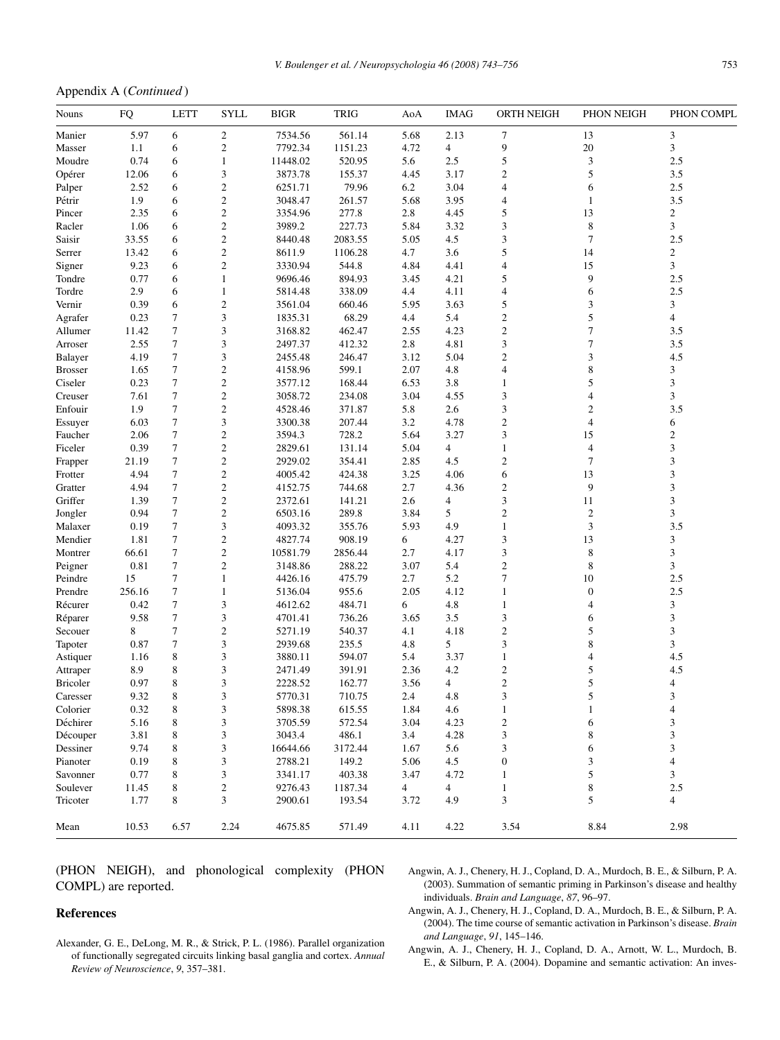Appendix A (*Continued*)

| Nouns | FQ | LETT | SYLL | BIGR | TRIG | AoA | IMAG | ORTH NEIGH | PHON NEIGH | PHON COMPL |
|---|---|---|---|---|---|---|---|---|---|---|
| Manier | 5.97 | 6 | 2 | 7534.56 | 561.14 | 5.68 | 2.13 | 7 | 13 | 3 |
| Masser | 1.1 | 6 | 2 | 7792.34 | 1151.23 | 4.72 | 4 | 9 | 20 | 3 |
| Moudre | 0.74 | 6 | 1 | 11448.02 | 520.95 | 5.6 | 2.5 | 5 | 3 | 2.5 |
| Opérer | 12.06 | 6 | 3 | 3873.78 | 155.37 | 4.45 | 3.17 | 2 | 5 | 3.5 |
| Palper | 2.52 | 6 | 2 | 6251.71 | 79.96 | 6.2 | 3.04 | 4 | 6 | 2.5 |
| Pétrir | 1.9 | 6 | 2 | 3048.47 | 261.57 | 5.68 | 3.95 | 4 | 1 | 3.5 |
| Pincer | 2.35 | 6 | 2 | 3354.96 | 277.8 | 2.8 | 4.45 | 5 | 13 | 2 |
| Racler | 1.06 | 6 | 2 | 3989.2 | 227.73 | 5.84 | 3.32 | 3 | 8 | 3 |
| Saisir | 33.55 | 6 | 2 | 8440.48 | 2083.55 | 5.05 | 4.5 | 3 | 7 | 2.5 |
| Serrer | 13.42 | 6 | 2 | 8611.9 | 1106.28 | 4.7 | 3.6 | 5 | 14 | 2 |
| Signer | 9.23 | 6 | 2 | 3330.94 | 544.8 | 4.84 | 4.41 | 4 | 15 | 3 |
| Tondre | 0.77 | 6 | 1 | 9696.46 | 894.93 | 3.45 | 4.21 | 5 | 9 | 2.5 |
| Tordre | 2.9 | 6 | 1 | 5814.48 | 338.09 | 4.4 | 4.11 | 4 | 6 | 2.5 |
| Vernir | 0.39 | 6 | 2 | 3561.04 | 660.46 | 5.95 | 3.63 | 5 | 3 | 3 |
| Agrafer | 0.23 | 7 | 3 | 1835.31 | 68.29 | 4.4 | 5.4 | 2 | 5 | 4 |
| Allumer | 11.42 | 7 | 3 | 3168.82 | 462.47 | 2.55 | 4.23 | 2 | 7 | 3.5 |
| Arroser | 2.55 | 7 | 3 | 2497.37 | 412.32 | 2.8 | 4.81 | 3 | 7 | 3.5 |
| Balayer | 4.19 | 7 | 3 | 2455.48 | 246.47 | 3.12 | 5.04 | 2 | 3 | 4.5 |
| Brosser | 1.65 | 7 | 2 | 4158.96 | 599.1 | 2.07 | 4.8 | 4 | 8 | 3 |
| Ciseler | 0.23 | 7 | 2 | 3577.12 | 168.44 | 6.53 | 3.8 | 1 | 5 | 3 |
| Creuser | 7.61 | 7 | 2 | 3058.72 | 234.08 | 3.04 | 4.55 | 3 | 4 | 3 |
| Enfouir | 1.9 | 7 | 2 | 4528.46 | 371.87 | 5.8 | 2.6 | 3 | 2 | 3.5 |
| Essuyer | 6.03 | 7 | 3 | 3300.38 | 207.44 | 3.2 | 4.78 | 2 | 4 | 6 |
| Faucher | 2.06 | 7 | 2 | 3594.3 | 728.2 | 5.64 | 3.27 | 3 | 15 | 2 |
| Ficeler | 0.39 | 7 | 2 | 2829.61 | 131.14 | 5.04 | 4 | 1 | 4 | 3 |
| Frapper | 21.19 | 7 | 2 | 2929.02 | 354.41 | 2.85 | 4.5 | 2 | 7 | 3 |
| Frotter | 4.94 | 7 | 2 | 4005.42 | 424.38 | 3.25 | 4.06 | 6 | 13 | 3 |
| Gratter | 4.94 | 7 | 2 | 4152.75 | 744.68 | 2.7 | 4.36 | 2 | 9 | 3 |
| Griffer | 1.39 | 7 | 2 | 2372.61 | 141.21 | 2.6 | 4 | 3 | 11 | 3 |
| Jongler | 0.94 | 7 | 2 | 6503.16 | 289.8 | 3.84 | 5 | 2 | 2 | 3 |
| Malaxer | 0.19 | 7 | 3 | 4093.32 | 355.76 | 5.93 | 4.9 | 1 | 3 | 3.5 |
| Mendier | 1.81 | 7 | 2 | 4827.74 | 908.19 | 6 | 4.27 | 3 | 13 | 3 |
| Montrer | 66.61 | 7 | 2 | 10581.79 | 2856.44 | 2.7 | 4.17 | 3 | 8 | 3 |
| Peigner | 0.81 | 7 | 2 | 3148.86 | 288.22 | 3.07 | 5.4 | 2 | 8 | 3 |
| Peindre | 15 | 7 | 1 | 4426.16 | 475.79 | 2.7 | 5.2 | 7 | 10 | 2.5 |
| Prendre | 256.16 | 7 | 1 | 5136.04 | 955.6 | 2.05 | 4.12 | 1 | 0 | 2.5 |
| Récurer | 0.42 | 7 | 3 | 4612.62 | 484.71 | 6 | 4.8 | 1 | 4 | 3 |
| Réparer | 9.58 | 7 | 3 | 4701.41 | 736.26 | 3.65 | 3.5 | 3 | 6 | 3 |
| Secouer | 8 | 7 | 2 | 5271.19 | 540.37 | 4.1 | 4.18 | 2 | 5 | 3 |
| Tapoter | 0.87 | 7 | 3 | 2939.68 | 235.5 | 4.8 | 5 | 3 | 8 | 3 |
| Astiquer | 1.16 | 8 | 3 | 3880.11 | 594.07 | 5.4 | 3.37 | 1 | 4 | 4.5 |
| Attraper | 8.9 | 8 | 3 | 2471.49 | 391.91 | 2.36 | 4.2 | 2 | 5 | 4.5 |
| Bricoler | 0.97 | 8 | 3 | 2228.52 | 162.77 | 3.56 | 4 | 2 | 5 | 4 |
| Caresser | 9.32 | 8 | 3 | 5770.31 | 710.75 | 2.4 | 4.8 | 3 | 5 | 3 |
| Colorier | 0.32 | 8 | 3 | 5898.38 | 615.55 | 1.84 | 4.6 | 1 | 1 | 4 |
| Déchirer | 5.16 | 8 | 3 | 3705.59 | 572.54 | 3.04 | 4.23 | 2 | 6 | 3 |
| Découper | 3.81 | 8 | 3 | 3043.4 | 486.1 | 3.4 | 4.28 | 3 | 8 | 3 |
| Dessiner | 9.74 | 8 | 3 | 16644.66 | 3172.44 | 1.67 | 5.6 | 3 | 6 | 3 |
| Pianoter | 0.19 | 8 | 3 | 2788.21 | 149.2 | 5.06 | 4.5 | 0 | 3 | 4 |
| Savonner | 0.77 | 8 | 3 | 3341.17 | 403.38 | 3.47 | 4.72 | 1 | 5 | 3 |
| Soulever | 11.45 | 8 | 2 | 9276.43 | 1187.34 | 4 | 4 | 1 | 8 | 2.5 |
| Tricoter | 1.77 | 8 | 3 | 2900.61 | 193.54 | 3.72 | 4.9 | 3 | 5 | 4 |
| Mean | 10.53 | 6.57 | 2.24 | 4675.85 | 571.49 | 4.11 | 4.22 | 3.54 | 8.84 | 2.98 |

(PHON NEIGH), and phonological complexity (PHON COMPL) are reported.

## References

Alexander, G. E., DeLong, M. R., & Strick, P. L. (1986). Parallel organization of functionally segregated circuits linking basal ganglia and cortex. *Annual Review of Neuroscience*, *9*, 357–381.

Angwin, A. J., Chenery, H. J., Copland, D. A., Murdoch, B. E., & Silburn, P. A. (2003). Summation of semantic priming in Parkinson's disease and healthy individuals. *Brain and Language*, *87*, 96–97.

Angwin, A. J., Chenery, H. J., Copland, D. A., Murdoch, B. E., & Silburn, P. A. (2004). The time course of semantic activation in Parkinson's disease. *Brain and Language*, *91*, 145–146.

Angwin, A. J., Chenery, H. J., Copland, D. A., Arnott, W. L., Murdoch, B. E., & Silburn, P. A. (2004). Dopamine and semantic activation: An inves-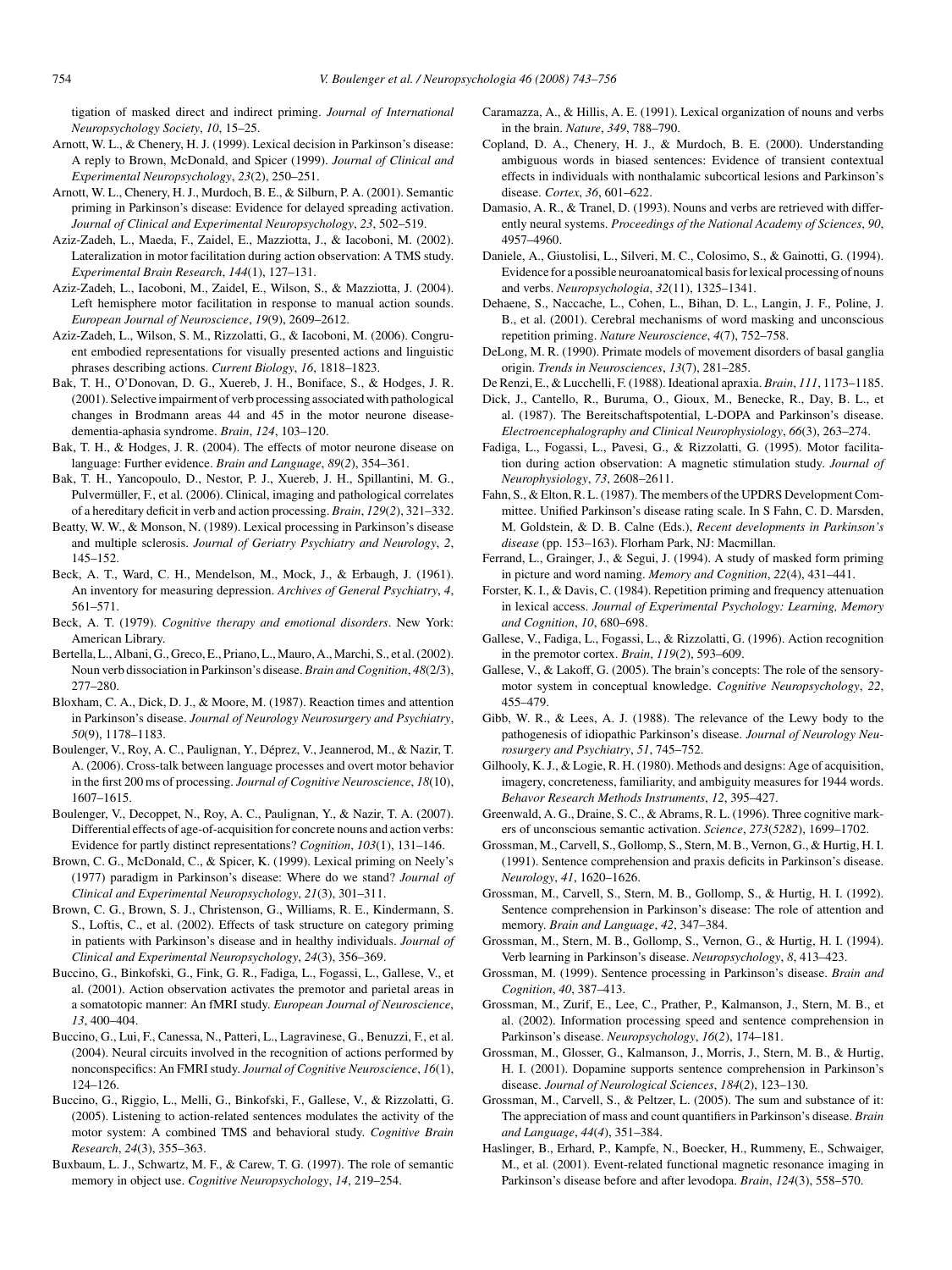tigation of masked direct and indirect priming. *Journal of International Neuropsychology Society*, *10*, 15–25.

Arnott, W. L., & Chenery, H. J. (1999). Lexical decision in Parkinson's disease: A reply to Brown, McDonald, and Spicer (1999). *Journal of Clinical and Experimental Neuropsychology*, *23*(2), 250–251.

Arnott, W. L., Chenery, H. J., Murdoch, B. E., & Silburn, P. A. (2001). Semantic priming in Parkinson's disease: Evidence for delayed spreading activation. *Journal of Clinical and Experimental Neuropsychology*, *23*, 502–519.

Aziz-Zadeh, L., Maeda, F., Zaidel, E., Mazziotta, J., & Iacoboni, M. (2002). Lateralization in motor facilitation during action observation: A TMS study. *Experimental Brain Research*, *144*(1), 127–131.

Aziz-Zadeh, L., Iacoboni, M., Zaidel, E., Wilson, S., & Mazziotta, J. (2004). Left hemisphere motor facilitation in response to manual action sounds. *European Journal of Neuroscience*, *19*(9), 2609–2612.

Aziz-Zadeh, L., Wilson, S. M., Rizzolatti, G., & Iacoboni, M. (2006). Congruent embodied representations for visually presented actions and linguistic phrases describing actions. *Current Biology*, *16*, 1818–1823.

Bak, T. H., O'Donovan, D. G., Xuereb, J. H., Boniface, S., & Hodges, J. R. (2001). Selective impairment of verb processing associated with pathological changes in Brodmann areas 44 and 45 in the motor neurone disease-dementia-aphasia syndrome. *Brain*, *124*, 103–120.

Bak, T. H., & Hodges, J. R. (2004). The effects of motor neurone disease on language: Further evidence. *Brain and Language*, *89*(2), 354–361.

Bak, T. H., Yancopoulo, D., Nestor, P. J., Xuereb, J. H., Spillantini, M. G., Pulvermüller, F., et al. (2006). Clinical, imaging and pathological correlates of a hereditary deficit in verb and action processing. *Brain*, *129*(*2*), 321–332.

Beatty, W. W., & Monson, N. (1989). Lexical processing in Parkinson's disease and multiple sclerosis. *Journal of Geriatry Psychiatry and Neurology*, *2*, 145–152.

Beck, A. T., Ward, C. H., Mendelson, M., Mock, J., & Erbaugh, J. (1961). An inventory for measuring depression. *Archives of General Psychiatry*, *4*, 561–571.

Beck, A. T. (1979). *Cognitive therapy and emotional disorders*. New York: American Library.

Bertella, L., Albani, G., Greco, E., Priano, L., Mauro, A., Marchi, S., et al. (2002). Noun verb dissociation in Parkinson's disease. *Brain and Cognition*, *48*(2/3), 277–280.

Bloxham, C. A., Dick, D. J., & Moore, M. (1987). Reaction times and attention in Parkinson's disease. *Journal of Neurology Neurosurgery and Psychiatry*, *50*(9), 1178–1183.

Boulenger, V., Roy, A. C., Paulignan, Y., Déprez, V., Jeannerod, M., & Nazir, T. A. (2006). Cross-talk between language processes and overt motor behavior in the first 200 ms of processing. *Journal of Cognitive Neuroscience*, *18*(10), 1607–1615.

Boulenger, V., Decoppet, N., Roy, A. C., Paulignan, Y., & Nazir, T. A. (2007). Differential effects of age-of-acquisition for concrete nouns and action verbs: Evidence for partly distinct representations? *Cognition*, *103*(1), 131–146.

Brown, C. G., McDonald, C., & Spicer, K. (1999). Lexical priming on Neely's (1977) paradigm in Parkinson's disease: Where do we stand? *Journal of Clinical and Experimental Neuropsychology*, *21*(3), 301–311.

Brown, C. G., Brown, S. J., Christenson, G., Williams, R. E., Kindermann, S. S., Loftis, C., et al. (2002). Effects of task structure on category priming in patients with Parkinson's disease and in healthy individuals. *Journal of Clinical and Experimental Neuropsychology*, *24*(3), 356–369.

Buccino, G., Binkofski, G., Fink, G. R., Fadiga, L., Fogassi, L., Gallese, V., et al. (2001). Action observation activates the premotor and parietal areas in a somatotopic manner: An fMRI study. *European Journal of Neuroscience*, *13*, 400–404.

Buccino, G., Lui, F., Canessa, N., Patteri, L., Lagravinese, G., Benuzzi, F., et al. (2004). Neural circuits involved in the recognition of actions performed by nonconspecifics: An FMRI study. *Journal of Cognitive Neuroscience*, *16*(1), 124–126.

Buccino, G., Riggio, L., Melli, G., Binkofski, F., Gallese, V., & Rizzolatti, G. (2005). Listening to action-related sentences modulates the activity of the motor system: A combined TMS and behavioral study. *Cognitive Brain Research*, *24*(3), 355–363.

Buxbaum, L. J., Schwartz, M. F., & Carew, T. G. (1997). The role of semantic memory in object use. *Cognitive Neuropsychology*, *14*, 219–254.

Caramazza, A., & Hillis, A. E. (1991). Lexical organization of nouns and verbs in the brain. *Nature*, *349*, 788–790.

Copland, D. A., Chenery, H. J., & Murdoch, B. E. (2000). Understanding ambiguous words in biased sentences: Evidence of transient contextual effects in individuals with nonthalamic subcortical lesions and Parkinson's disease. *Cortex*, *36*, 601–622.

Damasio, A. R., & Tranel, D. (1993). Nouns and verbs are retrieved with differently neural systems. *Proceedings of the National Academy of Sciences*, *90*, 4957–4960.

Daniele, A., Giustolisi, L., Silveri, M. C., Colosimo, S., & Gainotti, G. (1994). Evidence for a possible neuroanatomical basis for lexical processing of nouns and verbs. *Neuropsychologia*, *32*(11), 1325–1341.

Dehaene, S., Naccache, L., Cohen, L., Bihan, D. L., Langin, J. F., Poline, J. B., et al. (2001). Cerebral mechanisms of word masking and unconscious repetition priming. *Nature Neuroscience*, *4*(7), 752–758.

DeLong, M. R. (1990). Primate models of movement disorders of basal ganglia origin. *Trends in Neurosciences*, *13*(7), 281–285.

De Renzi, E., & Lucchelli, F. (1988). Ideational apraxia. *Brain*, *111*, 1173–1185.

Dick, J., Cantello, R., Buruma, O., Gioux, M., Benecke, R., Day, B. L., et al. (1987). The Bereitschaftspotential, L-DOPA and Parkinson's disease. *Electroencephalography and Clinical Neurophysiology*, *66*(3), 263–274.

Fadiga, L., Fogassi, L., Pavesi, G., & Rizzolatti, G. (1995). Motor facilitation during action observation: A magnetic stimulation study. *Journal of Neurophysiology*, *73*, 2608–2611.

Fahn, S., & Elton, R. L. (1987). The members of the UPDRS Development Committee. Unified Parkinson's disease rating scale. In S Fahn, C. D. Marsden, M. Goldstein, & D. B. Calne (Eds.), *Recent developments in Parkinson's disease* (pp. 153–163). Florham Park, NJ: Macmillan.

Ferrand, L., Grainger, J., & Segui, J. (1994). A study of masked form priming in picture and word naming. *Memory and Cognition*, *22*(4), 431–441.

Forster, K. I., & Davis, C. (1984). Repetition priming and frequency attenuation in lexical access. *Journal of Experimental Psychology: Learning, Memory and Cognition*, *10*, 680–698.

Gallese, V., Fadiga, L., Fogassi, L., & Rizzolatti, G. (1996). Action recognition in the premotor cortex. *Brain*, *119*(*2*), 593–609.

Gallese, V., & Lakoff, G. (2005). The brain's concepts: The role of the sensory-motor system in conceptual knowledge. *Cognitive Neuropsychology*, *22*, 455–479.

Gibb, W. R., & Lees, A. J. (1988). The relevance of the Lewy body to the pathogenesis of idiopathic Parkinson's disease. *Journal of Neurology Neurosurgery and Psychiatry*, *51*, 745–752.

Gilhooly, K. J., & Logie, R. H. (1980). Methods and designs: Age of acquisition, imagery, concreteness, familiarity, and ambiguity measures for 1944 words. *Behavior Research Methods Instruments*, *12*, 395–427.

Greenwald, A. G., Draine, S. C., & Abrams, R. L. (1996). Three cognitive markers of unconscious semantic activation. *Science*, *273*(*5282*), 1699–1702.

Grossman, M., Carvell, S., Gollomp, S., Stern, M. B., Vernon, G., & Hurtig, H. I. (1991). Sentence comprehension and praxis deficits in Parkinson's disease. *Neurology*, *41*, 1620–1626.

Grossman, M., Carvell, S., Stern, M. B., Gollomp, S., & Hurtig, H. I. (1992). Sentence comprehension in Parkinson's disease: The role of attention and memory. *Brain and Language*, *42*, 347–384.

Grossman, M., Stern, M. B., Gollomp, S., Vernon, G., & Hurtig, H. I. (1994). Verb learning in Parkinson's disease. *Neuropsychology*, *8*, 413–423.

Grossman, M. (1999). Sentence processing in Parkinson's disease. *Brain and Cognition*, *40*, 387–413.

Grossman, M., Zurif, E., Lee, C., Prather, P., Kalmanson, J., Stern, M. B., et al. (2002). Information processing speed and sentence comprehension in Parkinson's disease. *Neuropsychology*, *16*(*2*), 174–181.

Grossman, M., Glosser, G., Kalmanson, J., Morris, J., Stern, M. B., & Hurtig, H. I. (2001). Dopamine supports sentence comprehension in Parkinson's disease. *Journal of Neurological Sciences*, *184*(*2*), 123–130.

Grossman, M., Carvell, S., & Peltzer, L. (2005). The sum and substance of it: The appreciation of mass and count quantifiers in Parkinson's disease. *Brain and Language*, *44*(*4*), 351–384.

Haslinger, B., Erhard, P., Kampfe, N., Boecker, H., Rummeny, E., Schwaiger, M., et al. (2001). Event-related functional magnetic resonance imaging in Parkinson's disease before and after levodopa. *Brain*, *124*(3), 558–570.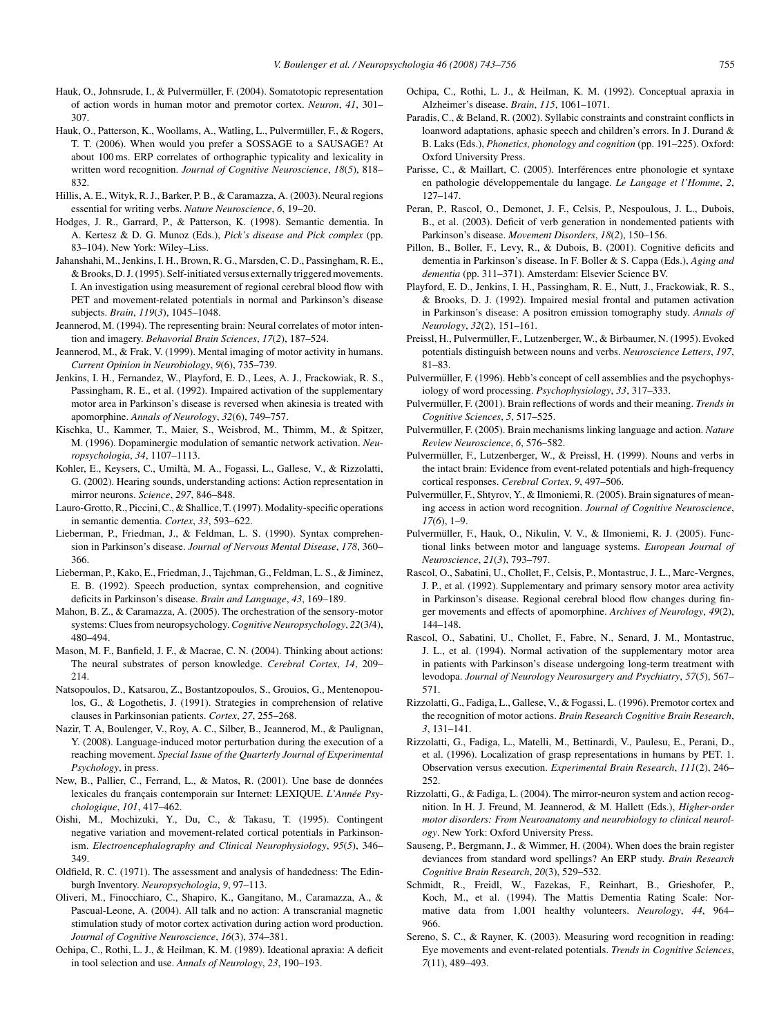Hauk, O., Johnsrude, I., & Pulvermüller, F. (2004). Somatotopic representation of action words in human motor and premotor cortex. *Neuron*, *41*, 301–307.

Hauk, O., Patterson, K., Woollams, A., Watling, L., Pulvermüller, F., & Rogers, T. T. (2006). When would you prefer a SOSSAGE to a SAUSAGE? At about 100 ms. ERP correlates of orthographic typicality and lexicality in written word recognition. *Journal of Cognitive Neuroscience*, *18*(*5*), 818–832.

Hillis, A. E., Wityk, R. J., Barker, P. B., & Caramazza, A. (2003). Neural regions essential for writing verbs. *Nature Neuroscience*, *6*, 19–20.

Hodges, J. R., Garrard, P., & Patterson, K. (1998). Semantic dementia. In A. Kertesz & D. G. Munoz (Eds.), *Pick's disease and Pick complex* (pp. 83–104). New York: Wiley–Liss.

Jahanshahi, M., Jenkins, I. H., Brown, R. G., Marsden, C. D., Passingham, R. E., & Brooks, D. J. (1995). Self-initiated versus externally triggered movements. I. An investigation using measurement of regional cerebral blood flow with PET and movement-related potentials in normal and Parkinson's disease subjects. *Brain*, *119*(*3*), 1045–1048.

Jeannerod, M. (1994). The representing brain: Neural correlates of motor intention and imagery. *Behavorial Brain Sciences*, *17*(*2*), 187–524.

Jeannerod, M., & Frak, V. (1999). Mental imaging of motor activity in humans. *Current Opinion in Neurobiology*, *9*(6), 735–739.

Jenkins, I. H., Fernandez, W., Playford, E. D., Lees, A. J., Frackowiak, R. S., Passingham, R. E., et al. (1992). Impaired activation of the supplementary motor area in Parkinson's disease is reversed when akinesia is treated with apomorphine. *Annals of Neurology*, *32*(6), 749–757.

Kischka, U., Kammer, T., Maier, S., Weisbrod, M., Thimm, M., & Spitzer, M. (1996). Dopaminergic modulation of semantic network activation. *Neuropsychologia*, *34*, 1107–1113.

Kohler, E., Keysers, C., Umiltà, M. A., Fogassi, L., Gallese, V., & Rizzolatti, G. (2002). Hearing sounds, understanding actions: Action representation in mirror neurons. *Science*, *297*, 846–848.

Lauro-Grotto, R., Piccini, C., & Shallice, T. (1997). Modality-specific operations in semantic dementia. *Cortex*, *33*, 593–622.

Lieberman, P., Friedman, J., & Feldman, L. S. (1990). Syntax comprehension in Parkinson's disease. *Journal of Nervous Mental Disease*, *178*, 360–366.

Lieberman, P., Kako, E., Friedman, J., Tajchman, G., Feldman, L. S., & Jiminez, E. B. (1992). Speech production, syntax comprehension, and cognitive deficits in Parkinson's disease. *Brain and Language*, *43*, 169–189.

Mahon, B. Z., & Caramazza, A. (2005). The orchestration of the sensory-motor systems: Clues from neuropsychology. *Cognitive Neuropsychology*, *22*(3/4), 480–494.

Mason, M. F., Banfield, J. F., & Macrae, C. N. (2004). Thinking about actions: The neural substrates of person knowledge. *Cerebral Cortex*, *14*, 209–214.

Natsopoulos, D., Katsarou, Z., Bostantzopoulos, S., Grouios, G., Mentenopoulos, G., & Logothetis, J. (1991). Strategies in comprehension of relative clauses in Parkinsonian patients. *Cortex*, *27*, 255–268.

Nazir, T. A, Boulenger, V., Roy, A. C., Silber, B., Jeannerod, M., & Paulignan, Y. (2008). Language-induced motor perturbation during the execution of a reaching movement. *Special Issue of the Quarterly Journal of Experimental Psychology*, in press.

New, B., Pallier, C., Ferrand, L., & Matos, R. (2001). Une base de données lexicales du français contemporain sur Internet: LEXIQUE. *L'Année Psychologique*, *101*, 417–462.

Oishi, M., Mochizuki, Y., Du, C., & Takasu, T. (1995). Contingent negative variation and movement-related cortical potentials in Parkinsonism. *Electroencephalography and Clinical Neurophysiology*, *95*(*5*), 346–349.

Oldfield, R. C. (1971). The assessment and analysis of handedness: The Edinburgh Inventory. *Neuropsychologia*, *9*, 97–113.

Oliveri, M., Finocchiaro, C., Shapiro, K., Gangitano, M., Caramazza, A., & Pascual-Leone, A. (2004). All talk and no action: A transcranial magnetic stimulation study of motor cortex activation during action word production. *Journal of Cognitive Neuroscience*, *16*(3), 374–381.

Ochipa, C., Rothi, L. J., & Heilman, K. M. (1989). Ideational apraxia: A deficit in tool selection and use. *Annals of Neurology*, *23*, 190–193.

Ochipa, C., Rothi, L. J., & Heilman, K. M. (1992). Conceptual apraxia in Alzheimer's disease. *Brain*, *115*, 1061–1071.

Paradis, C., & Beland, R. (2002). Syllabic constraints and constraint conflicts in loanword adaptations, aphasic speech and children's errors. In J. Durand & B. Laks (Eds.), *Phonetics, phonology and cognition* (pp. 191–225). Oxford: Oxford University Press.

Parisse, C., & Maillart, C. (2005). Interférences entre phonologie et syntaxe en pathologie développementale du langage. *Le Langage et l'Homme*, *2*, 127–147.

Peran, P., Rascol, O., Demonet, J. F., Celsis, P., Nespoulous, J. L., Dubois, B., et al. (2003). Deficit of verb generation in nondemented patients with Parkinson's disease. *Movement Disorders*, *18*(*2*), 150–156.

Pillon, B., Boller, F., Levy, R., & Dubois, B. (2001). Cognitive deficits and dementia in Parkinson's disease. In F. Boller & S. Cappa (Eds.), *Aging and dementia* (pp. 311–371). Amsterdam: Elsevier Science BV.

Playford, E. D., Jenkins, I. H., Passingham, R. E., Nutt, J., Frackowiak, R. S., & Brooks, D. J. (1992). Impaired mesial frontal and putamen activation in Parkinson's disease: A positron emission tomography study. *Annals of Neurology*, *32*(2), 151–161.

Preissl, H., Pulvermüller, F., Lutzenberger, W., & Birbaumer, N. (1995). Evoked potentials distinguish between nouns and verbs. *Neuroscience Letters*, *197*, 81–83.

Pulvermüller, F. (1996). Hebb's concept of cell assemblies and the psychophysiology of word processing. *Psychophysiology*, *33*, 317–333.

Pulvermüller, F. (2001). Brain reflections of words and their meaning. *Trends in Cognitive Sciences*, *5*, 517–525.

Pulvermüller, F. (2005). Brain mechanisms linking language and action. *Nature Review Neuroscience*, *6*, 576–582.

Pulvermüller, F., Lutzenberger, W., & Preissl, H. (1999). Nouns and verbs in the intact brain: Evidence from event-related potentials and high-frequency cortical responses. *Cerebral Cortex*, *9*, 497–506.

Pulvermüller, F., Shtyrov, Y., & Ilmoniemi, R. (2005). Brain signatures of meaning access in action word recognition. *Journal of Cognitive Neuroscience*, *17*(*6*), 1–9.

Pulvermüller, F., Hauk, O., Nikulin, V. V., & Ilmoniemi, R. J. (2005). Functional links between motor and language systems. *European Journal of Neuroscience*, *21*(*3*), 793–797.

Rascol, O., Sabatini, U., Chollet, F., Celsis, P., Montastruc, J. L., Marc-Vergnes, J. P., et al. (1992). Supplementary and primary sensory motor area activity in Parkinson's disease. Regional cerebral blood flow changes during finger movements and effects of apomorphine. *Archives of Neurology*, *49*(2), 144–148.

Rascol, O., Sabatini, U., Chollet, F., Fabre, N., Senard, J. M., Montastruc, J. L., et al. (1994). Normal activation of the supplementary motor area in patients with Parkinson's disease undergoing long-term treatment with levodopa. *Journal of Neurology Neurosurgery and Psychiatry*, *57*(*5*), 567–571.

Rizzolatti, G., Fadiga, L., Gallese, V., & Fogassi, L. (1996). Premotor cortex and the recognition of motor actions. *Brain Research Cognitive Brain Research*, *3*, 131–141.

Rizzolatti, G., Fadiga, L., Matelli, M., Bettinardi, V., Paulesu, E., Perani, D., et al. (1996). Localization of grasp representations in humans by PET. 1. Observation versus execution. *Experimental Brain Research*, *111*(2), 246–252.

Rizzolatti, G., & Fadiga, L. (2004). The mirror-neuron system and action recognition. In H. J. Freund, M. Jeannerod, & M. Hallett (Eds.), *Higher-order motor disorders: From Neuroanatomy and neurobiology to clinical neurology*. New York: Oxford University Press.

Sauseng, P., Bergmann, J., & Wimmer, H. (2004). When does the brain register deviances from standard word spellings? An ERP study. *Brain Research Cognitive Brain Research*, *20*(3), 529–532.

Schmidt, R., Freidl, W., Fazekas, F., Reinhart, B., Grieshofer, P., Koch, M., et al. (1994). The Mattis Dementia Rating Scale: Normative data from 1,001 healthy volunteers. *Neurology*, *44*, 964–966.

Sereno, S. C., & Rayner, K. (2003). Measuring word recognition in reading: Eye movements and event-related potentials. *Trends in Cognitive Sciences*, *7*(11), 489–493.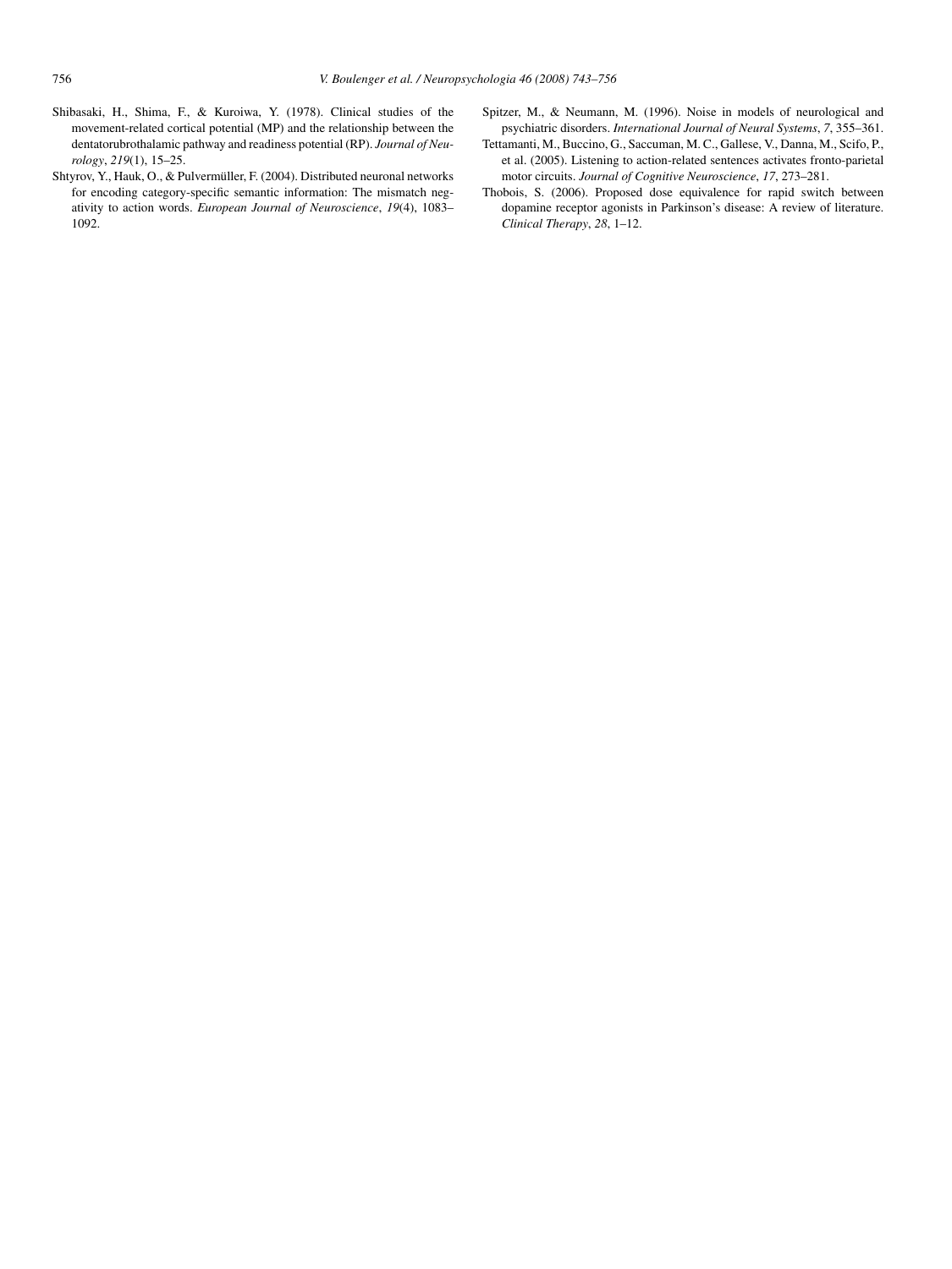Shibasaki, H., Shima, F., & Kuroiwa, Y. (1978). Clinical studies of the movement-related cortical potential (MP) and the relationship between the dentatorubrothalamic pathway and readiness potential (RP). *Journal of Neurology*, *219*(1), 15–25.

Shtyrov, Y., Hauk, O., & Pulvermüller, F. (2004). Distributed neuronal networks for encoding category-specific semantic information: The mismatch negativity to action words. *European Journal of Neuroscience*, *19*(4), 1083–1092.

Spitzer, M., & Neumann, M. (1996). Noise in models of neurological and psychiatric disorders. *International Journal of Neural Systems*, *7*, 355–361.

Tettamanti, M., Buccino, G., Saccuman, M. C., Gallese, V., Danna, M., Scifo, P., et al. (2005). Listening to action-related sentences activates fronto-parietal motor circuits. *Journal of Cognitive Neuroscience*, *17*, 273–281.

Thobois, S. (2006). Proposed dose equivalence for rapid switch between dopamine receptor agonists in Parkinson's disease: A review of literature. *Clinical Therapy*, *28*, 1–12.